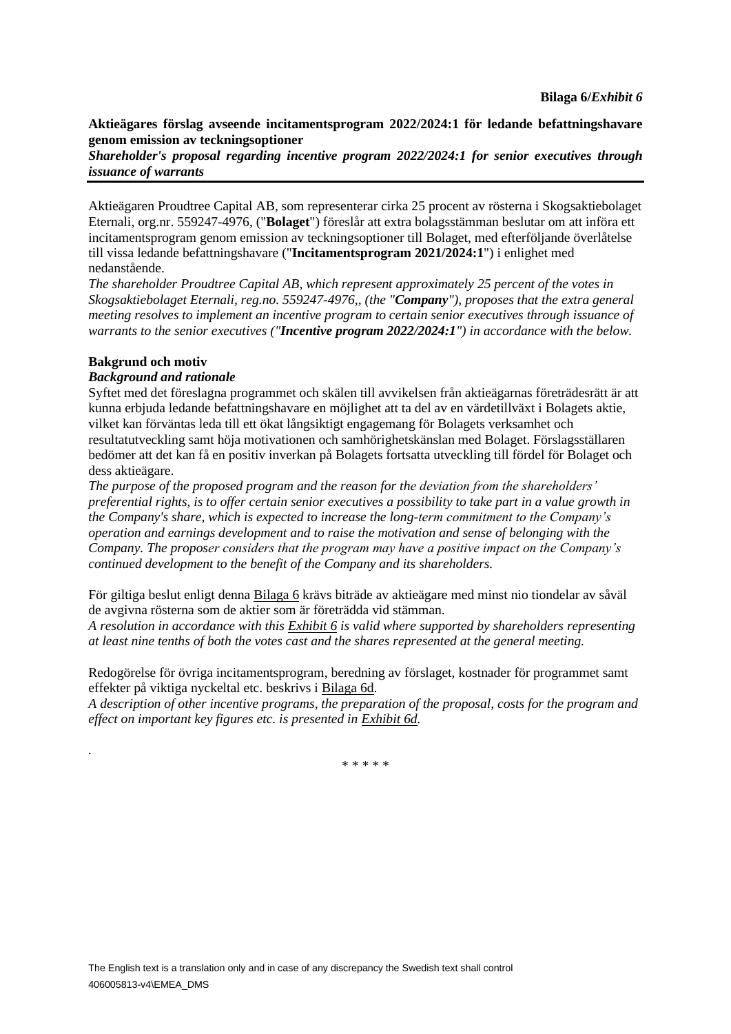**Bilaga 6/*Exhibit 6***

**Aktieägares förslag avseende incitamentsprogram 2022/2024:1 för ledande befattningshavare genom emission av teckningsoptioner**

***Shareholder's proposal regarding incentive program 2022/2024:1 for senior executives through issuance of warrants***

---

Aktieägaren Proudtree Capital AB, som representerar cirka 25 procent av rösterna i Skogsaktiebolaget Eternali, org.nr. 559247-4976, ("**Bolaget**") föreslår att extra bolagsstämman beslutar om att införa ett incitamentsprogram genom emission av teckningsoptioner till Bolaget, med efterföljande överlåtelse till vissa ledande befattningshavare ("**Incitamentsprogram 2021/2024:1**") i enlighet med nedanstående.

*The shareholder Proudtree Capital AB, which represent approximately 25 percent of the votes in Skogsaktiebolaget Eternali, reg.no. 559247-4976,, (the "**Company**"), proposes that the extra general meeting resolves to implement an incentive program to certain senior executives through issuance of warrants to the senior executives ("**Incentive program 2022/2024:1**") in accordance with the below.*

**Bakgrund och motiv**

***Background and rationale***

Syftet med det föreslagna programmet och skälen till avvikelsen från aktieägarnas företrädesrätt är att kunna erbjuda ledande befattningshavare en möjlighet att ta del av en värdetillväxt i Bolagets aktie, vilket kan förväntas leda till ett ökat långsiktigt engagemang för Bolagets verksamhet och resultatutveckling samt höja motivationen och samhörighetskänslan med Bolaget. Förslagsställaren bedömer att det kan få en positiv inverkan på Bolagets fortsatta utveckling till fördel för Bolaget och dess aktieägare.

*The purpose of the proposed program and the reason for the deviation from the shareholders' preferential rights, is to offer certain senior executives a possibility to take part in a value growth in the Company's share, which is expected to increase the long-term commitment to the Company's operation and earnings development and to raise the motivation and sense of belonging with the Company. The proposer considers that the program may have a positive impact on the Company's continued development to the benefit of the Company and its shareholders.*

För giltiga beslut enligt denna Bilaga 6 krävs biträde av aktieägare med minst nio tiondelar av såväl de avgivna rösterna som de aktier som är företrädda vid stämman.

*A resolution in accordance with this Exhibit 6 is valid where supported by shareholders representing at least nine tenths of both the votes cast and the shares represented at the general meeting.*

Redogörelse för övriga incitamentsprogram, beredning av förslaget, kostnader för programmet samt effekter på viktiga nyckeltal etc. beskrivs i Bilaga 6d.

*A description of other incentive programs, the preparation of the proposal, costs for the program and effect on important key figures etc. is presented in Exhibit 6d.*

.

\* \* \* \* \*

The English text is a translation only and in case of any discrepancy the Swedish text shall control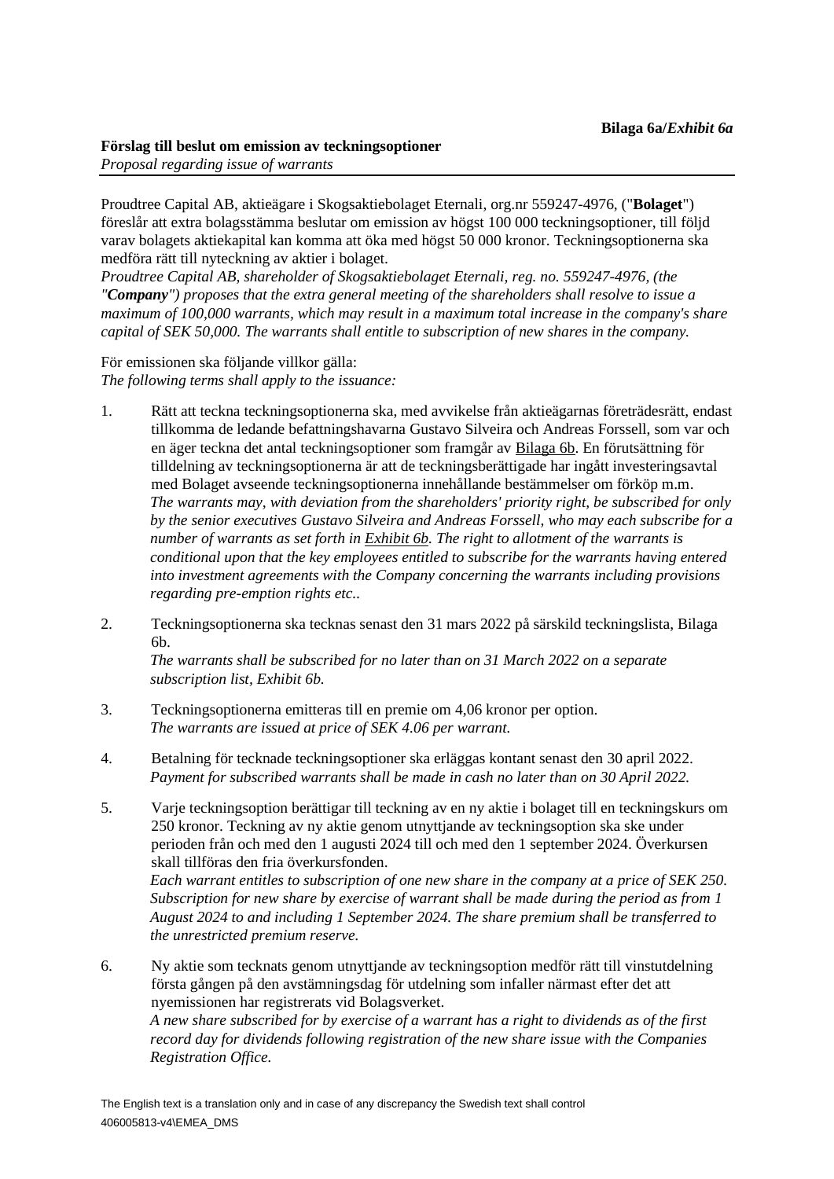**Bilaga 6a/*Exhibit 6a***

**Förslag till beslut om emission av teckningsoptioner**
*Proposal regarding issue of warrants*

Proudtree Capital AB, aktieägare i Skogsaktiebolaget Eternali, org.nr 559247-4976, ("**Bolaget**") föreslår att extra bolagsstämma beslutar om emission av högst 100 000 teckningsoptioner, till följd varav bolagets aktiekapital kan komma att öka med högst 50 000 kronor. Teckningsoptionerna ska medföra rätt till nyteckning av aktier i bolaget.
*Proudtree Capital AB, shareholder of Skogsaktiebolaget Eternali, reg. no. 559247-4976, (the "**Company**") proposes that the extra general meeting of the shareholders shall resolve to issue a maximum of 100,000 warrants, which may result in a maximum total increase in the company's share capital of SEK 50,000. The warrants shall entitle to subscription of new shares in the company.*

För emissionen ska följande villkor gälla:
*The following terms shall apply to the issuance:*

1. Rätt att teckna teckningsoptionerna ska, med avvikelse från aktieägarnas företrädesrätt, endast tillkomma de ledande befattningshavarna Gustavo Silveira och Andreas Forssell, som var och en äger teckna det antal teckningsoptioner som framgår av Bilaga 6b. En förutsättning för tilldelning av teckningsoptionerna är att de teckningsberättigade har ingått investeringsavtal med Bolaget avseende teckningsoptionerna innehållande bestämmelser om förköp m.m.
*The warrants may, with deviation from the shareholders' priority right, be subscribed for only by the senior executives Gustavo Silveira and Andreas Forssell, who may each subscribe for a number of warrants as set forth in Exhibit 6b. The right to allotment of the warrants is conditional upon that the key employees entitled to subscribe for the warrants having entered into investment agreements with the Company concerning the warrants including provisions regarding pre-emption rights etc..*

2. Teckningsoptionerna ska tecknas senast den 31 mars 2022 på särskild teckningslista, Bilaga 6b.
*The warrants shall be subscribed for no later than on 31 March 2022 on a separate subscription list, Exhibit 6b.*

3. Teckningsoptionerna emitteras till en premie om 4,06 kronor per option.
*The warrants are issued at price of SEK 4.06 per warrant.*

4. Betalning för tecknade teckningsoptioner ska erläggas kontant senast den 30 april 2022.
*Payment for subscribed warrants shall be made in cash no later than on 30 April 2022.*

5. Varje teckningsoption berättigar till teckning av en ny aktie i bolaget till en teckningskurs om 250 kronor. Teckning av ny aktie genom utnyttjande av teckningsoption ska ske under perioden från och med den 1 augusti 2024 till och med den 1 september 2024. Överkursen skall tillföras den fria överkursfonden.
*Each warrant entitles to subscription of one new share in the company at a price of SEK 250. Subscription for new share by exercise of warrant shall be made during the period as from 1 August 2024 to and including 1 September 2024. The share premium shall be transferred to the unrestricted premium reserve.*

6. Ny aktie som tecknats genom utnyttjande av teckningsoption medför rätt till vinstutdelning första gången på den avstämningsdag för utdelning som infaller närmast efter det att nyemissionen har registrerats vid Bolagsverket.
*A new share subscribed for by exercise of a warrant has a right to dividends as of the first record day for dividends following registration of the new share issue with the Companies Registration Office.*

The English text is a translation only and in case of any discrepancy the Swedish text shall control
406005813-v4\EMEA_DMS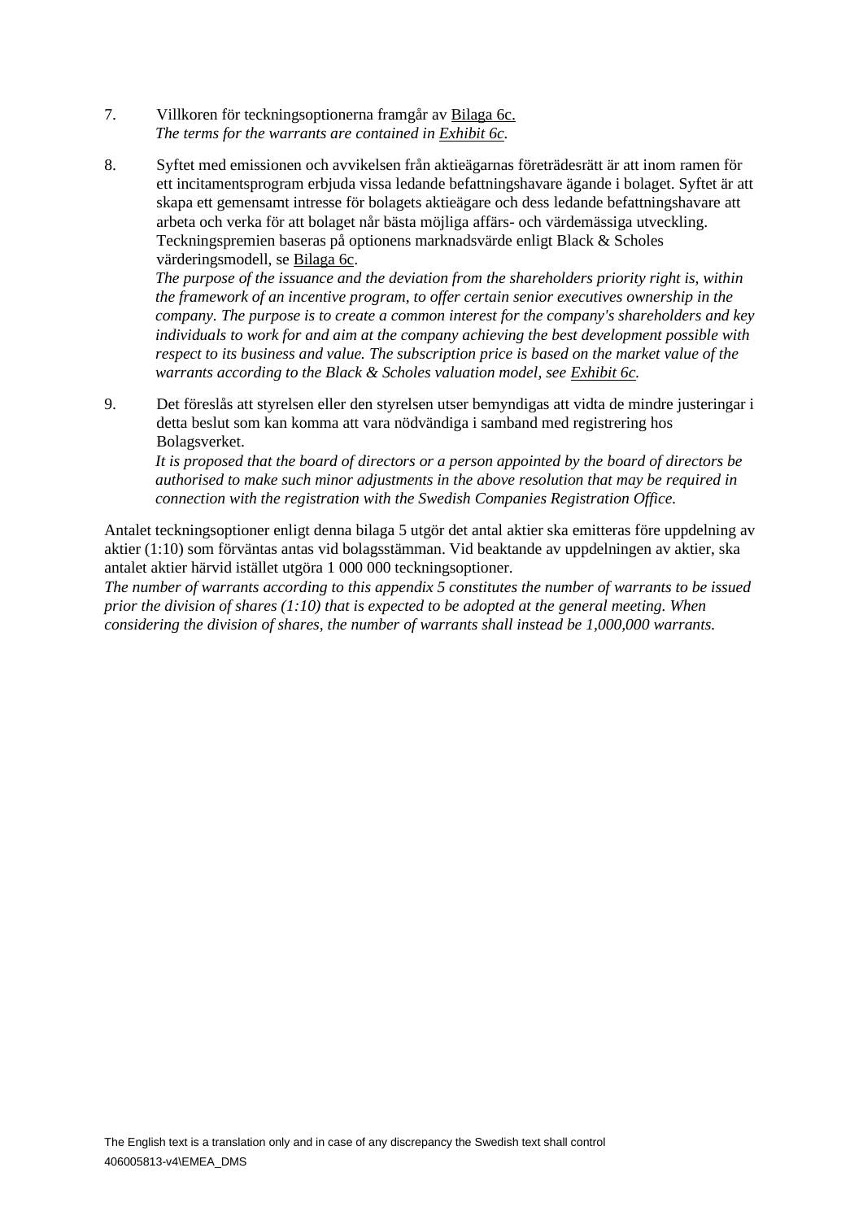7. Villkoren för teckningsoptionerna framgår av Bilaga 6c.
   *The terms for the warrants are contained in Exhibit 6c.*

8. Syftet med emissionen och avvikelsen från aktieägarnas företrädesrätt är att inom ramen för ett incitamentsprogram erbjuda vissa ledande befattningshavare ägande i bolaget. Syftet är att skapa ett gemensamt intresse för bolagets aktieägare och dess ledande befattningshavare att arbeta och verka för att bolaget når bästa möjliga affärs- och värdemässiga utveckling. Teckningspremien baseras på optionens marknadsvärde enligt Black & Scholes värderingsmodell, se Bilaga 6c.
   *The purpose of the issuance and the deviation from the shareholders priority right is, within the framework of an incentive program, to offer certain senior executives ownership in the company. The purpose is to create a common interest for the company's shareholders and key individuals to work for and aim at the company achieving the best development possible with respect to its business and value. The subscription price is based on the market value of the warrants according to the Black & Scholes valuation model, see Exhibit 6c.*

9. Det föreslås att styrelsen eller den styrelsen utser bemyndigas att vidta de mindre justeringar i detta beslut som kan komma att vara nödvändiga i samband med registrering hos Bolagsverket.
   *It is proposed that the board of directors or a person appointed by the board of directors be authorised to make such minor adjustments in the above resolution that may be required in connection with the registration with the Swedish Companies Registration Office.*

Antalet teckningsoptioner enligt denna bilaga 5 utgör det antal aktier ska emitteras före uppdelning av aktier (1:10) som förväntas antas vid bolagsstämman. Vid beaktande av uppdelningen av aktier, ska antalet aktier härvid istället utgöra 1 000 000 teckningsoptioner.
*The number of warrants according to this appendix 5 constitutes the number of warrants to be issued prior the division of shares (1:10) that is expected to be adopted at the general meeting. When considering the division of shares, the number of warrants shall instead be 1,000,000 warrants.*

The English text is a translation only and in case of any discrepancy the Swedish text shall control
406005813-v4\EMEA_DMS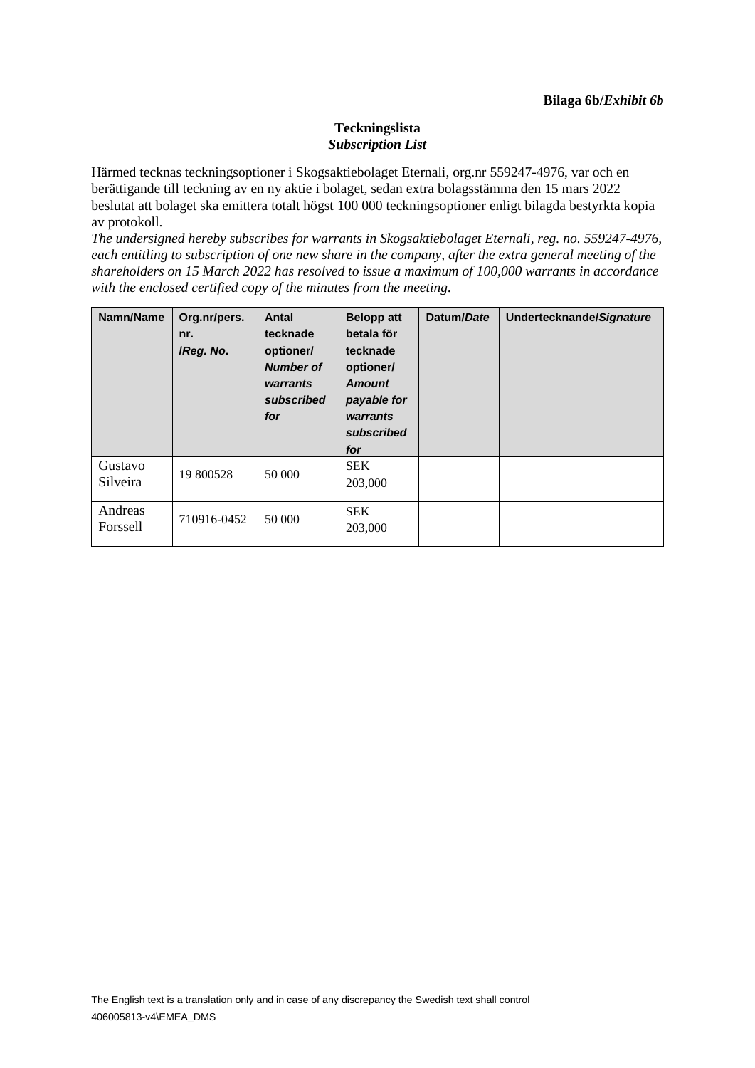**Bilaga 6b/*Exhibit 6b***

**Teckningslista**
***Subscription List***

Härmed tecknas teckningsoptioner i Skogsaktiebolaget Eternali, org.nr 559247-4976, var och en berättigande till teckning av en ny aktie i bolaget, sedan extra bolagsstämma den 15 mars 2022 beslutat att bolaget ska emittera totalt högst 100 000 teckningsoptioner enligt bilagda bestyrkta kopia av protokoll.
*The undersigned hereby subscribes for warrants in Skogsaktiebolaget Eternali, reg. no. 559247-4976, each entitling to subscription of one new share in the company, after the extra general meeting of the shareholders on 15 March 2022 has resolved to issue a maximum of 100,000 warrants in accordance with the enclosed certified copy of the minutes from the meeting.*

| **Namn/Name** | **Org.nr/pers. nr. /*Reg. No.*** | **Antal tecknade optioner/ *Number of warrants subscribed for*** | **Belopp att betala för tecknade optioner/ *Amount payable for warrants subscribed for*** | **Datum/*Date*** | **Undertecknande/*Signature*** |
|---|---|---|---|---|---|
| Gustavo Silveira | 19 800528 | 50 000 | SEK 203,000 | | |
| Andreas Forssell | 710916-0452 | 50 000 | SEK 203,000 | | |

The English text is a translation only and in case of any discrepancy the Swedish text shall control
406005813-v4\EMEA_DMS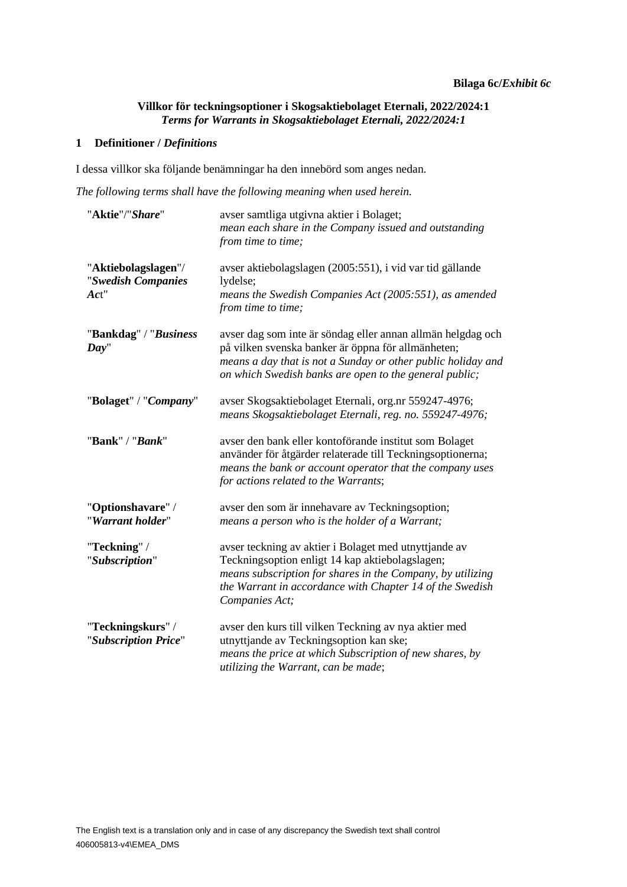**Bilaga 6c/*Exhibit 6c***

**Villkor för teckningsoptioner i Skogsaktiebolaget Eternali, 2022/2024:1**
***Terms for Warrants in Skogsaktiebolaget Eternali, 2022/2024:1***

## 1 Definitioner / *Definitions*

I dessa villkor ska följande benämningar ha den innebörd som anges nedan.

*The following terms shall have the following meaning when used herein.*

| | |
|---|---|
| "**Aktie**"/"***Share***" | avser samtliga utgivna aktier i Bolaget;<br>*mean each share in the Company issued and outstanding from time to time;* |
| "**Aktiebolagslagen**"/ "***Swedish Companies Ac***t" | avser aktiebolagslagen (2005:551), i vid var tid gällande lydelse;<br>*means the Swedish Companies Act (2005:551), as amended from time to time;* |
| "**Bankdag**" / "***Business Day***" | avser dag som inte är söndag eller annan allmän helgdag och på vilken svenska banker är öppna för allmänheten;<br>*means a day that is not a Sunday or other public holiday and on which Swedish banks are open to the general public;* |
| "**Bolaget**" / "***Company***" | avser Skogsaktiebolaget Eternali, org.nr 559247-4976;<br>*means Skogsaktiebolaget Eternali, reg. no. 559247-4976;* |
| "**Bank**" / "***Bank***" | avser den bank eller kontoförande institut som Bolaget använder för åtgärder relaterade till Teckningsoptionerna;<br>*means the bank or account operator that the company uses for actions related to the Warrants*; |
| "**Optionshavare**" / "***Warrant holder***" | avser den som är innehavare av Teckningsoption;<br>*means a person who is the holder of a Warrant;* |
| "**Teckning**" / "***Subscription***" | avser teckning av aktier i Bolaget med utnyttjande av Teckningsoption enligt 14 kap aktiebolagslagen;<br>*means subscription for shares in the Company, by utilizing the Warrant in accordance with Chapter 14 of the Swedish Companies Act;* |
| "**Teckningskurs**" / "***Subscription Price***" | avser den kurs till vilken Teckning av nya aktier med utnyttjande av Teckningsoption kan ske;<br>*means the price at which Subscription of new shares, by utilizing the Warrant, can be made*; |

The English text is a translation only and in case of any discrepancy the Swedish text shall control
406005813-v4\EMEA_DMS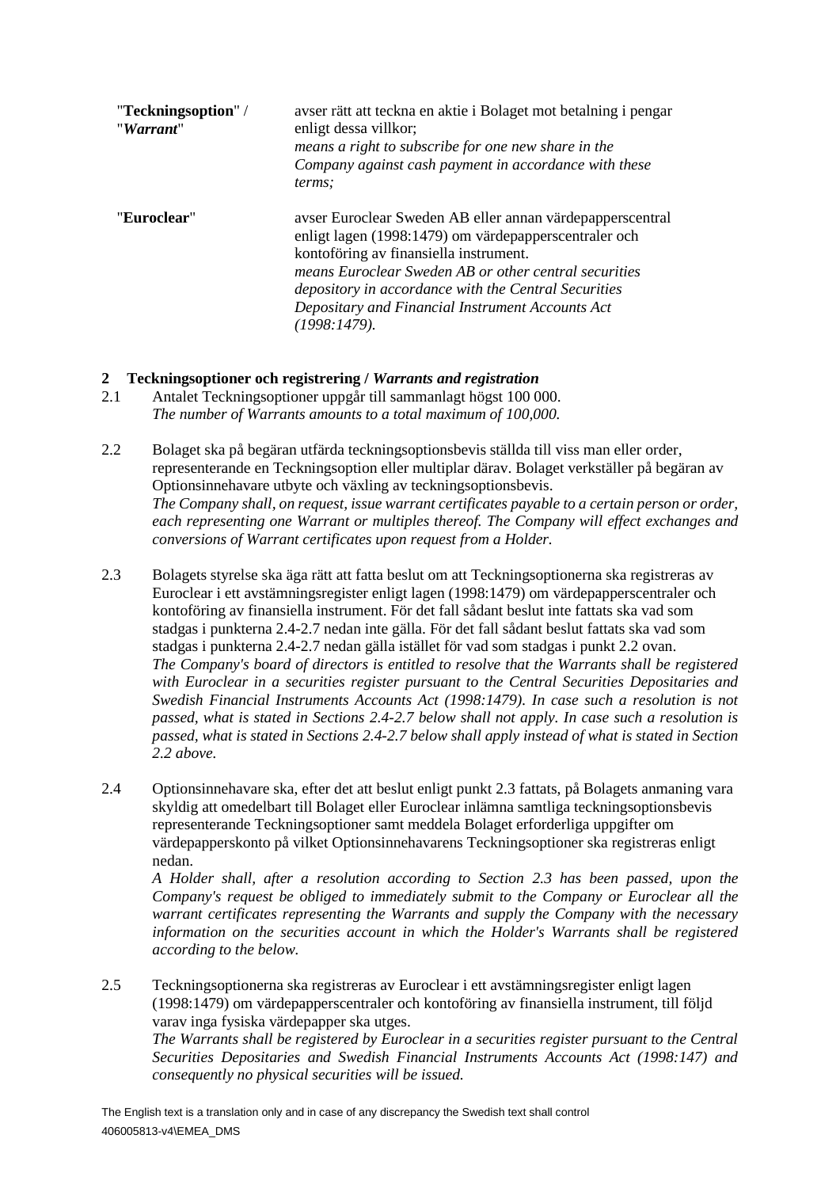| | |
|---|---|
| "**Teckningsoption**" / "***Warrant***" | avser rätt att teckna en aktie i Bolaget mot betalning i pengar enligt dessa villkor; *means a right to subscribe for one new share in the Company against cash payment in accordance with these terms;* |
| "**Euroclear**" | avser Euroclear Sweden AB eller annan värdepapperscentral enligt lagen (1998:1479) om värdepapperscentraler och kontoföring av finansiella instrument. *means Euroclear Sweden AB or other central securities depository in accordance with the Central Securities Depositary and Financial Instrument Accounts Act (1998:1479).* |

## 2 Teckningsoptioner och registrering / *Warrants and registration*

2.1 Antalet Teckningsoptioner uppgår till sammanlagt högst 100 000.
*The number of Warrants amounts to a total maximum of 100,000.*

2.2 Bolaget ska på begäran utfärda teckningsoptionsbevis ställda till viss man eller order, representerande en Teckningsoption eller multiplar därav. Bolaget verkställer på begäran av Optionsinnehavare utbyte och växling av teckningsoptionsbevis.
*The Company shall, on request, issue warrant certificates payable to a certain person or order, each representing one Warrant or multiples thereof. The Company will effect exchanges and conversions of Warrant certificates upon request from a Holder.*

2.3 Bolagets styrelse ska äga rätt att fatta beslut om att Teckningsoptionerna ska registreras av Euroclear i ett avstämningsregister enligt lagen (1998:1479) om värdepapperscentraler och kontoföring av finansiella instrument. För det fall sådant beslut inte fattats ska vad som stadgas i punkterna 2.4-2.7 nedan inte gälla. För det fall sådant beslut fattats ska vad som stadgas i punkterna 2.4-2.7 nedan gälla istället för vad som stadgas i punkt 2.2 ovan.
*The Company's board of directors is entitled to resolve that the Warrants shall be registered with Euroclear in a securities register pursuant to the Central Securities Depositaries and Swedish Financial Instruments Accounts Act (1998:1479). In case such a resolution is not passed, what is stated in Sections 2.4-2.7 below shall not apply. In case such a resolution is passed, what is stated in Sections 2.4-2.7 below shall apply instead of what is stated in Section 2.2 above.*

2.4 Optionsinnehavare ska, efter det att beslut enligt punkt 2.3 fattats, på Bolagets anmaning vara skyldig att omedelbart till Bolaget eller Euroclear inlämna samtliga teckningsoptionsbevis representerande Teckningsoptioner samt meddela Bolaget erforderliga uppgifter om värdepapperskonto på vilket Optionsinnehavarens Teckningsoptioner ska registreras enligt nedan.
*A Holder shall, after a resolution according to Section 2.3 has been passed, upon the Company's request be obliged to immediately submit to the Company or Euroclear all the warrant certificates representing the Warrants and supply the Company with the necessary information on the securities account in which the Holder's Warrants shall be registered according to the below.*

2.5 Teckningsoptionerna ska registreras av Euroclear i ett avstämningsregister enligt lagen (1998:1479) om värdepapperscentraler och kontoföring av finansiella instrument, till följd varav inga fysiska värdepapper ska utges.
*The Warrants shall be registered by Euroclear in a securities register pursuant to the Central Securities Depositaries and Swedish Financial Instruments Accounts Act (1998:147) and consequently no physical securities will be issued.*

The English text is a translation only and in case of any discrepancy the Swedish text shall control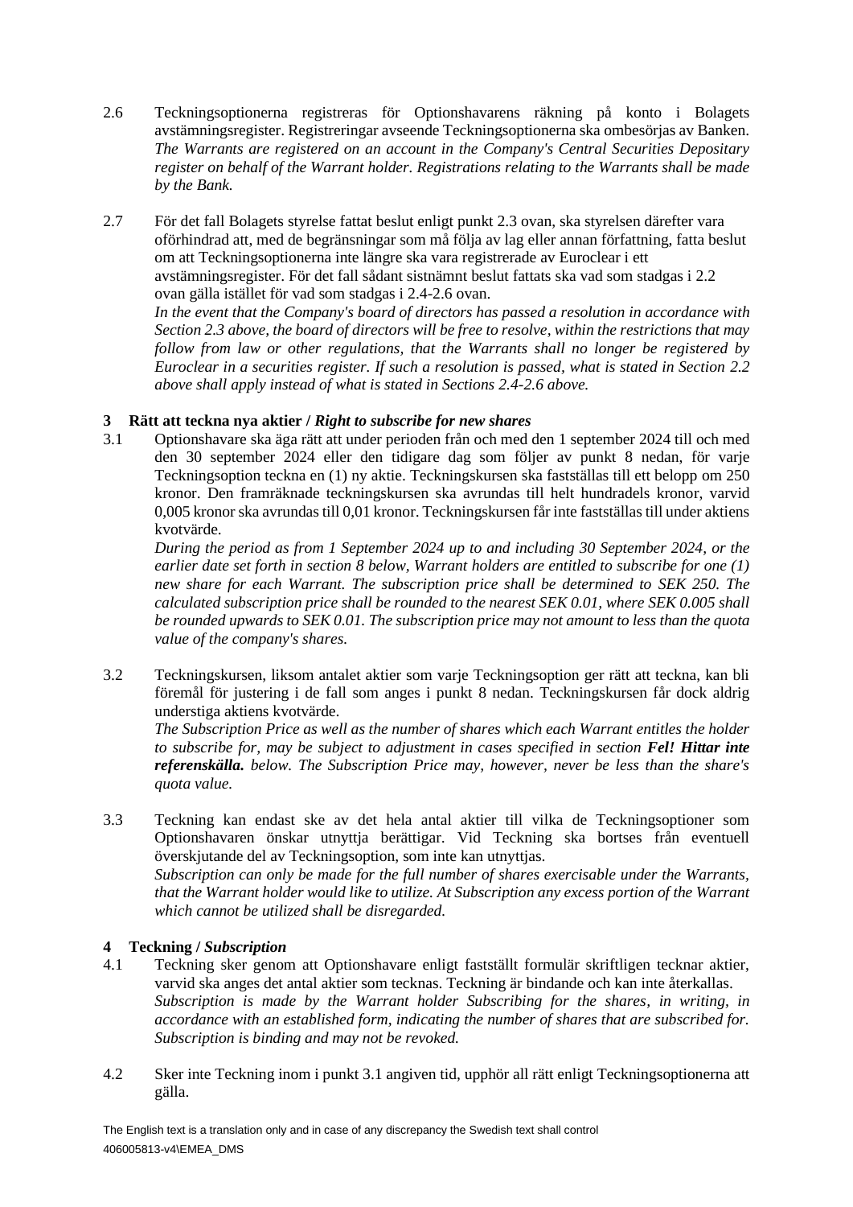2.6 Teckningsoptionerna registreras för Optionshavarens räkning på konto i Bolagets avstämningsregister. Registreringar avseende Teckningsoptionerna ska ombesörjas av Banken.
*The Warrants are registered on an account in the Company's Central Securities Depositary register on behalf of the Warrant holder. Registrations relating to the Warrants shall be made by the Bank.*

2.7 För det fall Bolagets styrelse fattat beslut enligt punkt 2.3 ovan, ska styrelsen därefter vara oförhindrad att, med de begränsningar som må följa av lag eller annan författning, fatta beslut om att Teckningsoptionerna inte längre ska vara registrerade av Euroclear i ett avstämningsregister. För det fall sådant sistnämnt beslut fattats ska vad som stadgas i 2.2 ovan gälla istället för vad som stadgas i 2.4-2.6 ovan.
*In the event that the Company's board of directors has passed a resolution in accordance with Section 2.3 above, the board of directors will be free to resolve, within the restrictions that may follow from law or other regulations, that the Warrants shall no longer be registered by Euroclear in a securities register. If such a resolution is passed, what is stated in Section 2.2 above shall apply instead of what is stated in Sections 2.4-2.6 above.*

## 3 Rätt att teckna nya aktier / *Right to subscribe for new shares*

3.1 Optionshavare ska äga rätt att under perioden från och med den 1 september 2024 till och med den 30 september 2024 eller den tidigare dag som följer av punkt 8 nedan, för varje Teckningsoption teckna en (1) ny aktie. Teckningskursen ska fastställas till ett belopp om 250 kronor. Den framräknade teckningskursen ska avrundas till helt hundradels kronor, varvid 0,005 kronor ska avrundas till 0,01 kronor. Teckningskursen får inte fastställas till under aktiens kvotvärde.
*During the period as from 1 September 2024 up to and including 30 September 2024, or the earlier date set forth in section 8 below, Warrant holders are entitled to subscribe for one (1) new share for each Warrant. The subscription price shall be determined to SEK 250. The calculated subscription price shall be rounded to the nearest SEK 0.01, where SEK 0.005 shall be rounded upwards to SEK 0.01. The subscription price may not amount to less than the quota value of the company's shares.*

3.2 Teckningskursen, liksom antalet aktier som varje Teckningsoption ger rätt att teckna, kan bli föremål för justering i de fall som anges i punkt 8 nedan. Teckningskursen får dock aldrig understiga aktiens kvotvärde.
*The Subscription Price as well as the number of shares which each Warrant entitles the holder to subscribe for, may be subject to adjustment in cases specified in section **Fel! Hittar inte referenskälla.** below. The Subscription Price may, however, never be less than the share's quota value.*

3.3 Teckning kan endast ske av det hela antal aktier till vilka de Teckningsoptioner som Optionshavaren önskar utnyttja berättigar. Vid Teckning ska bortses från eventuell överskjutande del av Teckningsoption, som inte kan utnyttjas.
*Subscription can only be made for the full number of shares exercisable under the Warrants, that the Warrant holder would like to utilize. At Subscription any excess portion of the Warrant which cannot be utilized shall be disregarded.*

## 4 Teckning / *Subscription*

4.1 Teckning sker genom att Optionshavare enligt fastställt formulär skriftligen tecknar aktier, varvid ska anges det antal aktier som tecknas. Teckning är bindande och kan inte återkallas.
*Subscription is made by the Warrant holder Subscribing for the shares, in writing, in accordance with an established form, indicating the number of shares that are subscribed for. Subscription is binding and may not be revoked.*

4.2 Sker inte Teckning inom i punkt 3.1 angiven tid, upphör all rätt enligt Teckningsoptionerna att gälla.

The English text is a translation only and in case of any discrepancy the Swedish text shall control
406005813-v4\EMEA_DMS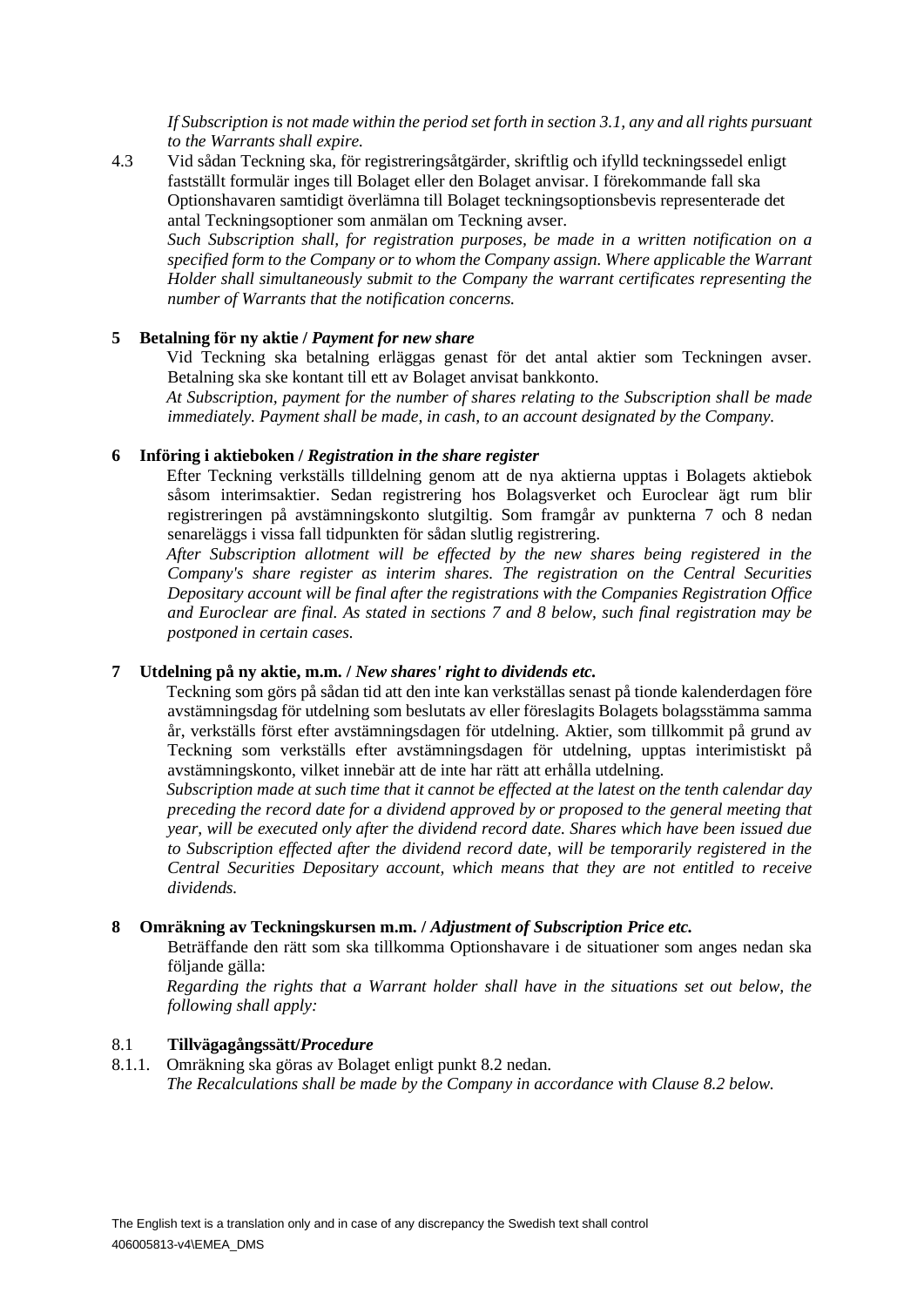*If Subscription is not made within the period set forth in section 3.1, any and all rights pursuant to the Warrants shall expire.*

4.3 Vid sådan Teckning ska, för registreringsåtgärder, skriftlig och ifylld teckningssedel enligt fastställt formulär inges till Bolaget eller den Bolaget anvisar. I förekommande fall ska Optionshavaren samtidigt överlämna till Bolaget teckningsoptionsbevis representerade det antal Teckningsoptioner som anmälan om Teckning avser.
*Such Subscription shall, for registration purposes, be made in a written notification on a specified form to the Company or to whom the Company assign. Where applicable the Warrant Holder shall simultaneously submit to the Company the warrant certificates representing the number of Warrants that the notification concerns.*

## 5 Betalning för ny aktie / *Payment for new share*

Vid Teckning ska betalning erläggas genast för det antal aktier som Teckningen avser. Betalning ska ske kontant till ett av Bolaget anvisat bankkonto.
*At Subscription, payment for the number of shares relating to the Subscription shall be made immediately. Payment shall be made, in cash, to an account designated by the Company.*

## 6 Införing i aktieboken / *Registration in the share register*

Efter Teckning verkställs tilldelning genom att de nya aktierna upptas i Bolagets aktiebok såsom interimsaktier. Sedan registrering hos Bolagsverket och Euroclear ägt rum blir registreringen på avstämningskonto slutgiltig. Som framgår av punkterna 7 och 8 nedan senareläggs i vissa fall tidpunkten för sådan slutlig registrering.
*After Subscription allotment will be effected by the new shares being registered in the Company's share register as interim shares. The registration on the Central Securities Depositary account will be final after the registrations with the Companies Registration Office and Euroclear are final. As stated in sections 7 and 8 below, such final registration may be postponed in certain cases.*

## 7 Utdelning på ny aktie, m.m. / *New shares' right to dividends etc.*

Teckning som görs på sådan tid att den inte kan verkställas senast på tionde kalenderdagen före avstämningsdag för utdelning som beslutats av eller föreslagits Bolagets bolagsstämma samma år, verkställs först efter avstämningsdagen för utdelning. Aktier, som tillkommit på grund av Teckning som verkställs efter avstämningsdagen för utdelning, upptas interimistiskt på avstämningskonto, vilket innebär att de inte har rätt att erhålla utdelning.
*Subscription made at such time that it cannot be effected at the latest on the tenth calendar day preceding the record date for a dividend approved by or proposed to the general meeting that year, will be executed only after the dividend record date. Shares which have been issued due to Subscription effected after the dividend record date, will be temporarily registered in the Central Securities Depositary account, which means that they are not entitled to receive dividends.*

## 8 Omräkning av Teckningskursen m.m. / *Adjustment of Subscription Price etc.*

Beträffande den rätt som ska tillkomma Optionshavare i de situationer som anges nedan ska följande gälla:
*Regarding the rights that a Warrant holder shall have in the situations set out below, the following shall apply:*

### 8.1 Tillvägagångssätt/*Procedure*

8.1.1. Omräkning ska göras av Bolaget enligt punkt 8.2 nedan.
*The Recalculations shall be made by the Company in accordance with Clause 8.2 below.*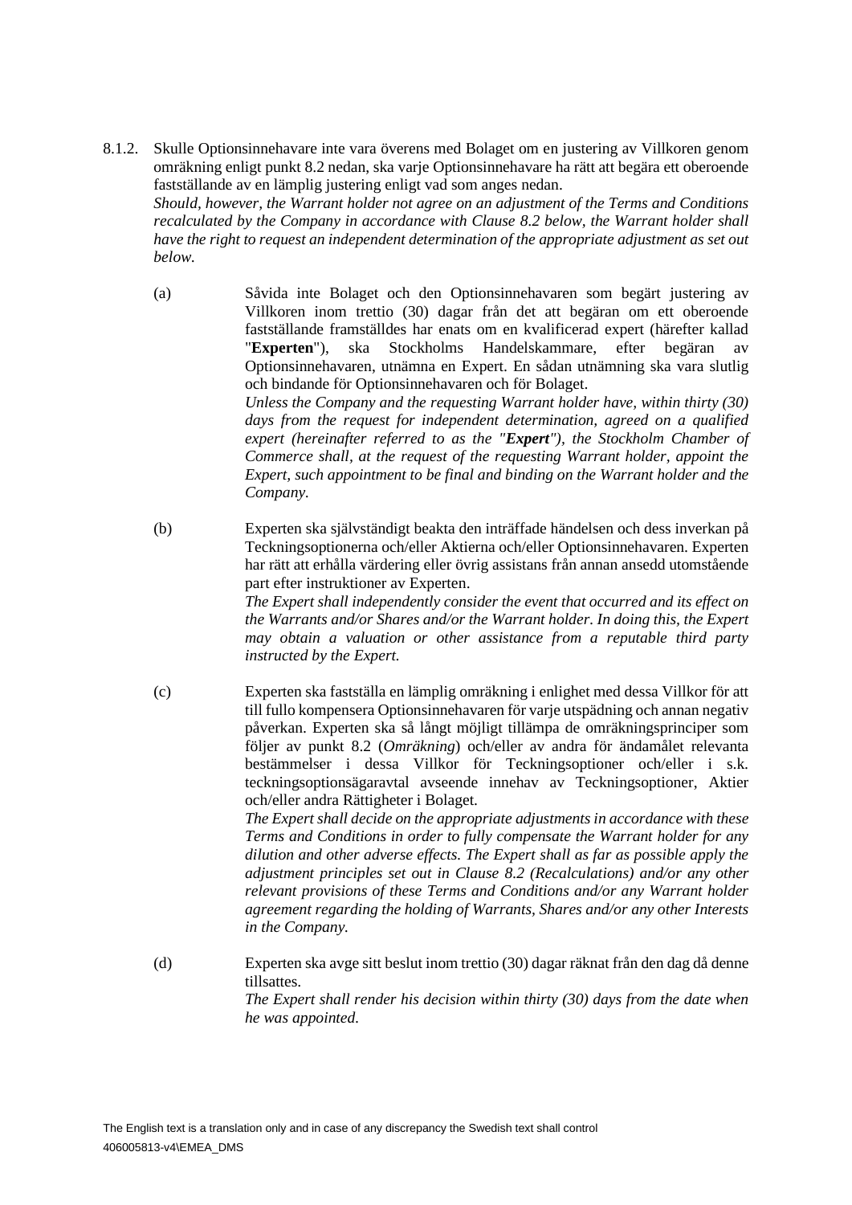8.1.2. Skulle Optionsinnehavare inte vara överens med Bolaget om en justering av Villkoren genom omräkning enligt punkt 8.2 nedan, ska varje Optionsinnehavare ha rätt att begära ett oberoende fastställande av en lämplig justering enligt vad som anges nedan.
*Should, however, the Warrant holder not agree on an adjustment of the Terms and Conditions recalculated by the Company in accordance with Clause 8.2 below, the Warrant holder shall have the right to request an independent determination of the appropriate adjustment as set out below.*

(a) Såvida inte Bolaget och den Optionsinnehavaren som begärt justering av Villkoren inom trettio (30) dagar från det att begäran om ett oberoende fastställande framställdes har enats om en kvalificerad expert (härefter kallad "**Experten**"), ska Stockholms Handelskammare, efter begäran av Optionsinnehavaren, utnämna en Expert. En sådan utnämning ska vara slutlig och bindande för Optionsinnehavaren och för Bolaget.
*Unless the Company and the requesting Warrant holder have, within thirty (30) days from the request for independent determination, agreed on a qualified expert (hereinafter referred to as the "**Expert**"), the Stockholm Chamber of Commerce shall, at the request of the requesting Warrant holder, appoint the Expert, such appointment to be final and binding on the Warrant holder and the Company.*

(b) Experten ska självständigt beakta den inträffade händelsen och dess inverkan på Teckningsoptionerna och/eller Aktierna och/eller Optionsinnehavaren. Experten har rätt att erhålla värdering eller övrig assistans från annan ansedd utomstående part efter instruktioner av Experten.
*The Expert shall independently consider the event that occurred and its effect on the Warrants and/or Shares and/or the Warrant holder. In doing this, the Expert may obtain a valuation or other assistance from a reputable third party instructed by the Expert.*

(c) Experten ska fastställa en lämplig omräkning i enlighet med dessa Villkor för att till fullo kompensera Optionsinnehavaren för varje utspädning och annan negativ påverkan. Experten ska så långt möjligt tillämpa de omräkningsprinciper som följer av punkt 8.2 (*Omräkning*) och/eller av andra för ändamålet relevanta bestämmelser i dessa Villkor för Teckningsoptioner och/eller i s.k. teckningsoptionsägaravtal avseende innehav av Teckningsoptioner, Aktier och/eller andra Rättigheter i Bolaget.
*The Expert shall decide on the appropriate adjustments in accordance with these Terms and Conditions in order to fully compensate the Warrant holder for any dilution and other adverse effects. The Expert shall as far as possible apply the adjustment principles set out in Clause 8.2 (Recalculations) and/or any other relevant provisions of these Terms and Conditions and/or any Warrant holder agreement regarding the holding of Warrants, Shares and/or any other Interests in the Company.*

(d) Experten ska avge sitt beslut inom trettio (30) dagar räknat från den dag då denne tillsattes.
*The Expert shall render his decision within thirty (30) days from the date when he was appointed.*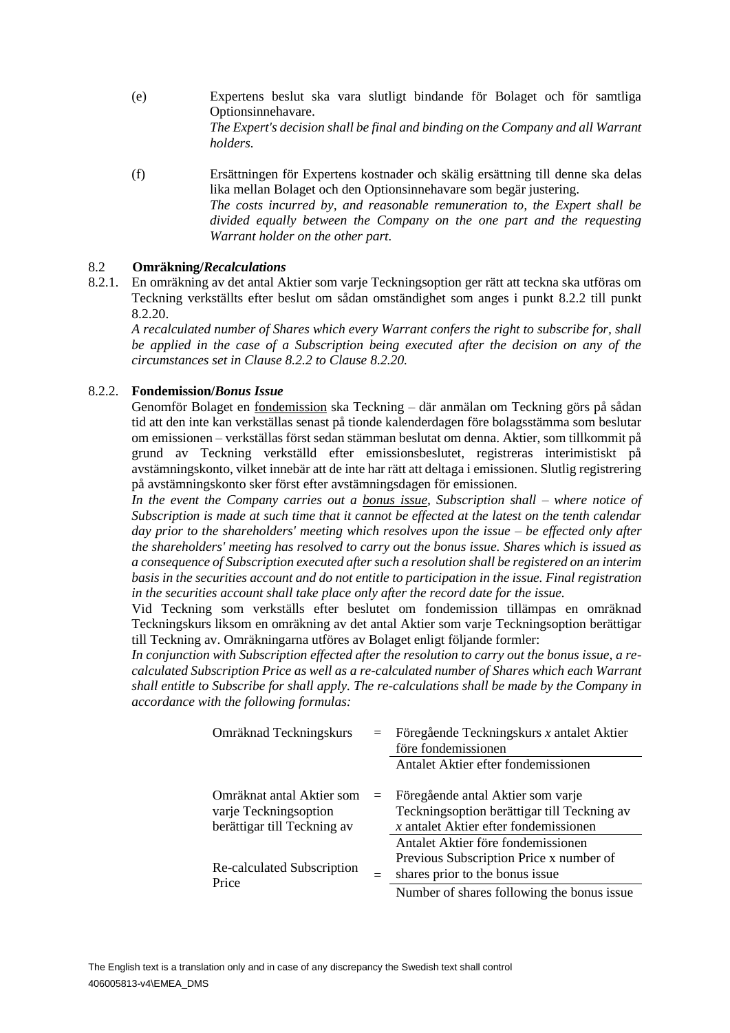(e) Expertens beslut ska vara slutligt bindande för Bolaget och för samtliga Optionsinnehavare.
*The Expert's decision shall be final and binding on the Company and all Warrant holders.*

(f) Ersättningen för Expertens kostnader och skälig ersättning till denne ska delas lika mellan Bolaget och den Optionsinnehavare som begär justering.
*The costs incurred by, and reasonable remuneration to, the Expert shall be divided equally between the Company on the one part and the requesting Warrant holder on the other part.*

### 8.2 Omräkning/*Recalculations*

8.2.1. En omräkning av det antal Aktier som varje Teckningsoption ger rätt att teckna ska utföras om Teckning verkställts efter beslut om sådan omständighet som anges i punkt 8.2.2 till punkt 8.2.20.
*A recalculated number of Shares which every Warrant confers the right to subscribe for, shall be applied in the case of a Subscription being executed after the decision on any of the circumstances set in Clause 8.2.2 to Clause 8.2.20.*

8.2.2. **Fondemission/*Bonus Issue***

Genomför Bolaget en fondemission ska Teckning – där anmälan om Teckning görs på sådan tid att den inte kan verkställas senast på tionde kalenderdagen före bolagsstämma som beslutar om emissionen – verkställas först sedan stämman beslutat om denna. Aktier, som tillkommit på grund av Teckning verkställd efter emissionsbeslutet, registreras interimistiskt på avstämningskonto, vilket innebär att de inte har rätt att deltaga i emissionen. Slutlig registrering på avstämningskonto sker först efter avstämningsdagen för emissionen.
*In the event the Company carries out a bonus issue, Subscription shall – where notice of Subscription is made at such time that it cannot be effected at the latest on the tenth calendar day prior to the shareholders' meeting which resolves upon the issue – be effected only after the shareholders' meeting has resolved to carry out the bonus issue. Shares which is issued as a consequence of Subscription executed after such a resolution shall be registered on an interim basis in the securities account and do not entitle to participation in the issue. Final registration in the securities account shall take place only after the record date for the issue.*

Vid Teckning som verkställs efter beslutet om fondemission tillämpas en omräknad Teckningskurs liksom en omräkning av det antal Aktier som varje Teckningsoption berättigar till Teckning av. Omräkningarna utföres av Bolaget enligt följande formler:
*In conjunction with Subscription effected after the resolution to carry out the bonus issue, a re-calculated Subscription Price as well as a re-calculated number of Shares which each Warrant shall entitle to Subscribe for shall apply. The re-calculations shall be made by the Company in accordance with the following formulas:*

$$\text{Omräknad Teckningskurs} = \frac{\text{Föregående Teckningskurs } x \text{ antalet Aktier före fondemissionen}}{\text{Antalet Aktier efter fondemissionen}}$$

$$\text{Omräknat antal Aktier som varje Teckningsoption berättigar till Teckning av} = \frac{\text{Föregående antal Aktier som varje Teckningsoption berättigar till Teckning av } x \text{ antalet Aktier efter fondemissionen}}{\text{Antalet Aktier före fondemissionen}}$$

$$\text{Re-calculated Subscription Price} = \frac{\text{Previous Subscription Price x number of shares prior to the bonus issue}}{\text{Number of shares following the bonus issue}}$$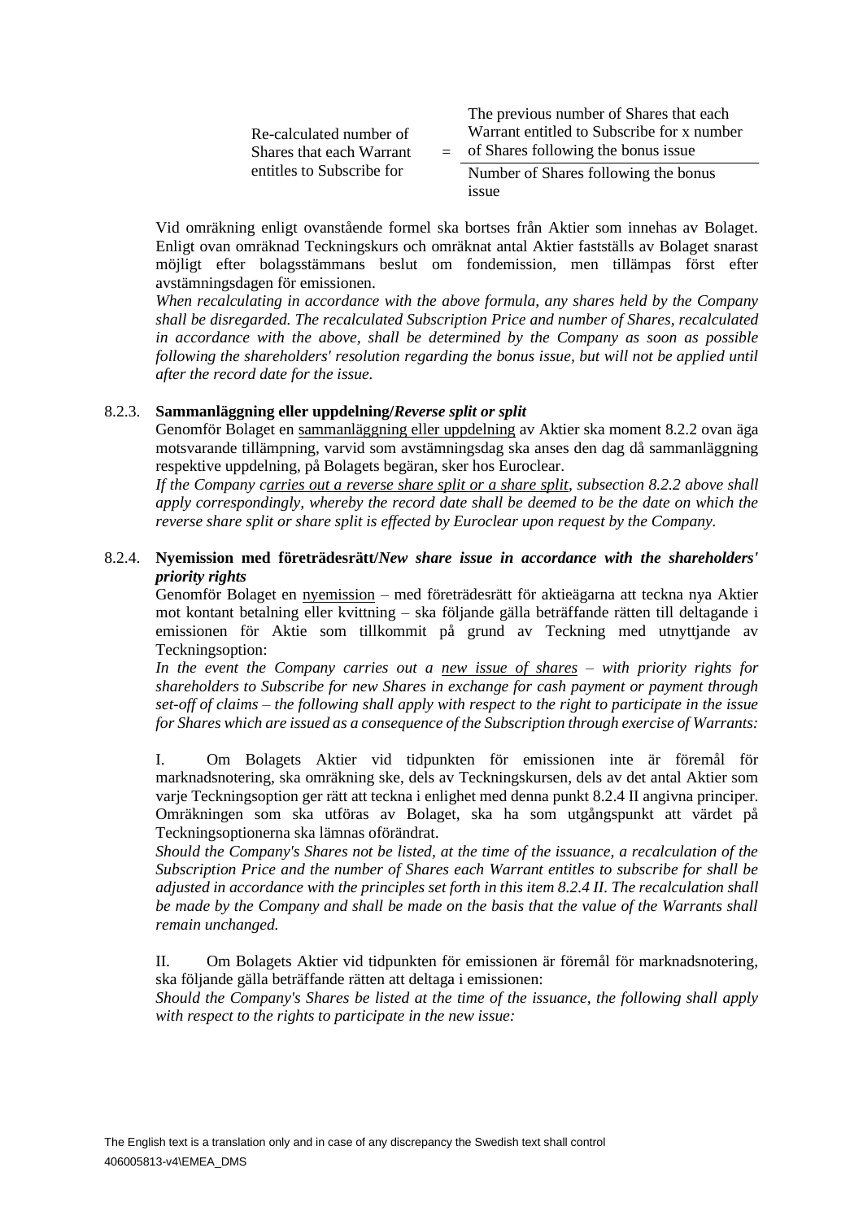$$\text{Re-calculated number of Shares that each Warrant entitles to Subscribe for} = \frac{\text{The previous number of Shares that each Warrant entitled to Subscribe for x number of Shares following the bonus issue}}{\text{Number of Shares following the bonus issue}}$$

Vid omräkning enligt ovanstående formel ska bortses från Aktier som innehas av Bolaget. Enligt ovan omräknad Teckningskurs och omräknat antal Aktier fastställs av Bolaget snarast möjligt efter bolagsstämmans beslut om fondemission, men tillämpas först efter avstämningsdagen för emissionen.

*When recalculating in accordance with the above formula, any shares held by the Company shall be disregarded. The recalculated Subscription Price and number of Shares, recalculated in accordance with the above, shall be determined by the Company as soon as possible following the shareholders' resolution regarding the bonus issue, but will not be applied until after the record date for the issue.*

8.2.3. **Sammanläggning eller uppdelning/*Reverse split or split***

Genomför Bolaget en <u>sammanläggning eller uppdelning</u> av Aktier ska moment 8.2.2 ovan äga motsvarande tillämpning, varvid som avstämningsdag ska anses den dag då sammanläggning respektive uppdelning, på Bolagets begäran, sker hos Euroclear.

*If the Company <u>carries out a reverse share split or a share split</u>, subsection 8.2.2 above shall apply correspondingly, whereby the record date shall be deemed to be the date on which the reverse share split or share split is effected by Euroclear upon request by the Company.*

8.2.4. **Nyemission med företrädesrätt/*New share issue in accordance with the shareholders' priority rights***

Genomför Bolaget en <u>nyemission</u> – med företrädesrätt för aktieägarna att teckna nya Aktier mot kontant betalning eller kvittning – ska följande gälla beträffande rätten till deltagande i emissionen för Aktie som tillkommit på grund av Teckning med utnyttjande av Teckningsoption:

*In the event the Company carries out a <u>new issue of shares</u> – with priority rights for shareholders to Subscribe for new Shares in exchange for cash payment or payment through set-off of claims – the following shall apply with respect to the right to participate in the issue for Shares which are issued as a consequence of the Subscription through exercise of Warrants:*

I. Om Bolagets Aktier vid tidpunkten för emissionen inte är föremål för marknadsnotering, ska omräkning ske, dels av Teckningskursen, dels av det antal Aktier som varje Teckningsoption ger rätt att teckna i enlighet med denna punkt 8.2.4 II angivna principer. Omräkningen som ska utföras av Bolaget, ska ha som utgångspunkt att värdet på Teckningsoptionerna ska lämnas oförändrat.

*Should the Company's Shares not be listed, at the time of the issuance, a recalculation of the Subscription Price and the number of Shares each Warrant entitles to subscribe for shall be adjusted in accordance with the principles set forth in this item 8.2.4 II. The recalculation shall be made by the Company and shall be made on the basis that the value of the Warrants shall remain unchanged.*

II. Om Bolagets Aktier vid tidpunkten för emissionen är föremål för marknadsnotering, ska följande gälla beträffande rätten att deltaga i emissionen:

*Should the Company's Shares be listed at the time of the issuance, the following shall apply with respect to the rights to participate in the new issue:*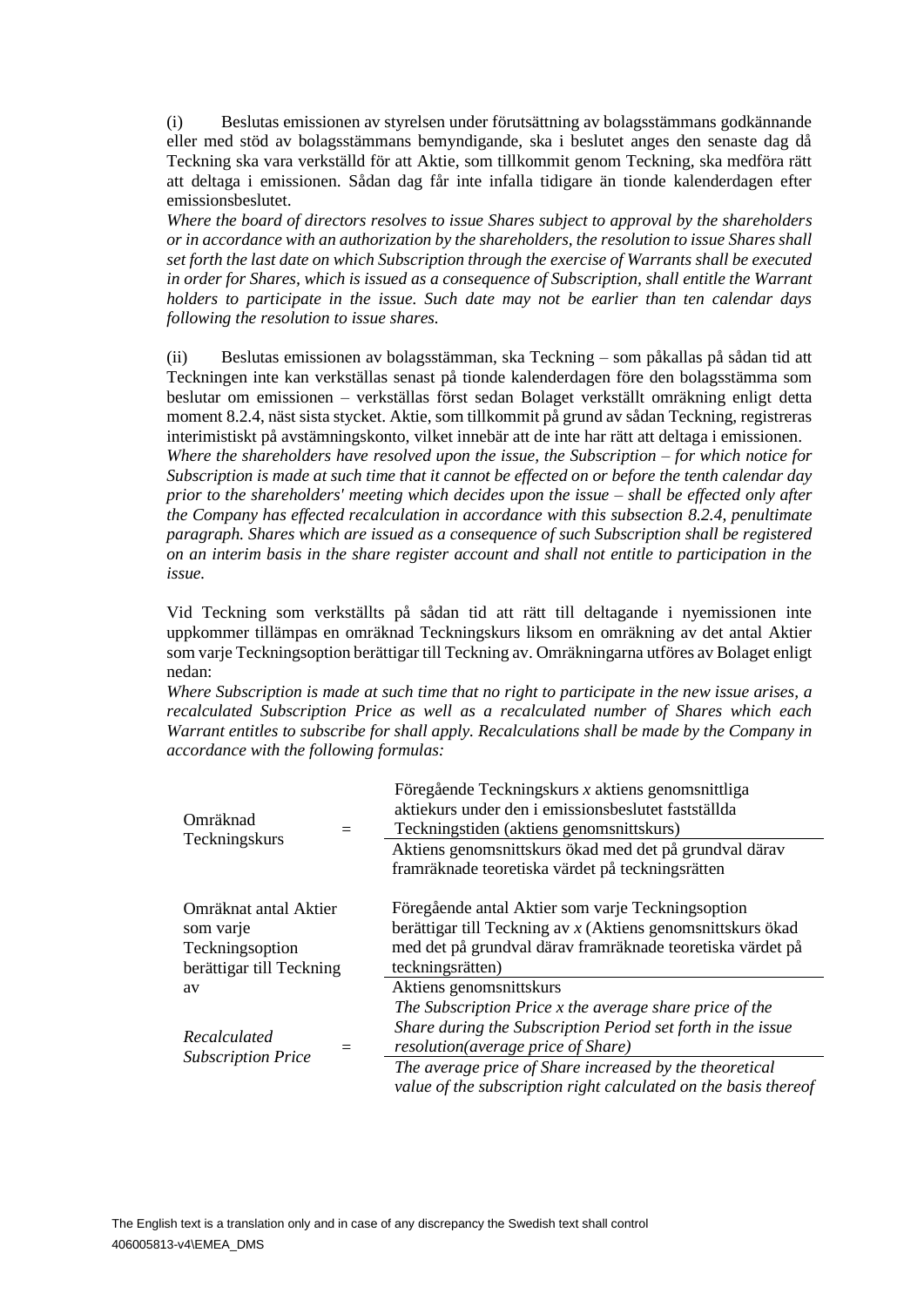(i) Beslutas emissionen av styrelsen under förutsättning av bolagsstämmans godkännande eller med stöd av bolagsstämmans bemyndigande, ska i beslutet anges den senaste dag då Teckning ska vara verkställd för att Aktie, som tillkommit genom Teckning, ska medföra rätt att deltaga i emissionen. Sådan dag får inte infalla tidigare än tionde kalenderdagen efter emissionsbeslutet.
*Where the board of directors resolves to issue Shares subject to approval by the shareholders or in accordance with an authorization by the shareholders, the resolution to issue Shares shall set forth the last date on which Subscription through the exercise of Warrants shall be executed in order for Shares, which is issued as a consequence of Subscription, shall entitle the Warrant holders to participate in the issue. Such date may not be earlier than ten calendar days following the resolution to issue shares.*

(ii) Beslutas emissionen av bolagsstämman, ska Teckning – som påkallas på sådan tid att Teckningen inte kan verkställas senast på tionde kalenderdagen före den bolagsstämma som beslutar om emissionen – verkställas först sedan Bolaget verkställt omräkning enligt detta moment 8.2.4, näst sista stycket. Aktie, som tillkommit på grund av sådan Teckning, registreras interimistiskt på avstämningskonto, vilket innebär att de inte har rätt att deltaga i emissionen.
*Where the shareholders have resolved upon the issue, the Subscription – for which notice for Subscription is made at such time that it cannot be effected on or before the tenth calendar day prior to the shareholders' meeting which decides upon the issue – shall be effected only after the Company has effected recalculation in accordance with this subsection 8.2.4, penultimate paragraph. Shares which are issued as a consequence of such Subscription shall be registered on an interim basis in the share register account and shall not entitle to participation in the issue.*

Vid Teckning som verkställts på sådan tid att rätt till deltagande i nyemissionen inte uppkommer tillämpas en omräknad Teckningskurs liksom en omräkning av det antal Aktier som varje Teckningsoption berättigar till Teckning av. Omräkningarna utförs av Bolaget enligt nedan:
*Where Subscription is made at such time that no right to participate in the new issue arises, a recalculated Subscription Price as well as a recalculated number of Shares which each Warrant entitles to subscribe for shall apply. Recalculations shall be made by the Company in accordance with the following formulas:*

$$\text{Omräknad Teckningskurs} = \frac{\text{Föregående Teckningskurs } x \text{ aktiens genomsnittliga aktiekurs under den i emissionsbeslutet fastställda Teckningstiden (aktiens genomsnittskurs)}}{\text{Aktiens genomsnittskurs ökad med det på grundval därav framräknade teoretiska värdet på teckningsrätten}}$$

$$\text{Omräknat antal Aktier som varje Teckningsoption berättigar till Teckning av} = \frac{\text{Föregående antal Aktier som varje Teckningsoption berättigar till Teckning av } x \text{ (Aktiens genomsnittskurs ökad med det på grundval därav framräknade teoretiska värdet på teckningsrätten)}}{\text{Aktiens genomsnittskurs}}$$

$$\textit{Recalculated Subscription Price} = \frac{\textit{The Subscription Price x the average share price of the Share during the Subscription Period set forth in the issue resolution(average price of Share)}}{\textit{The average price of Share increased by the theoretical value of the subscription right calculated on the basis thereof}}$$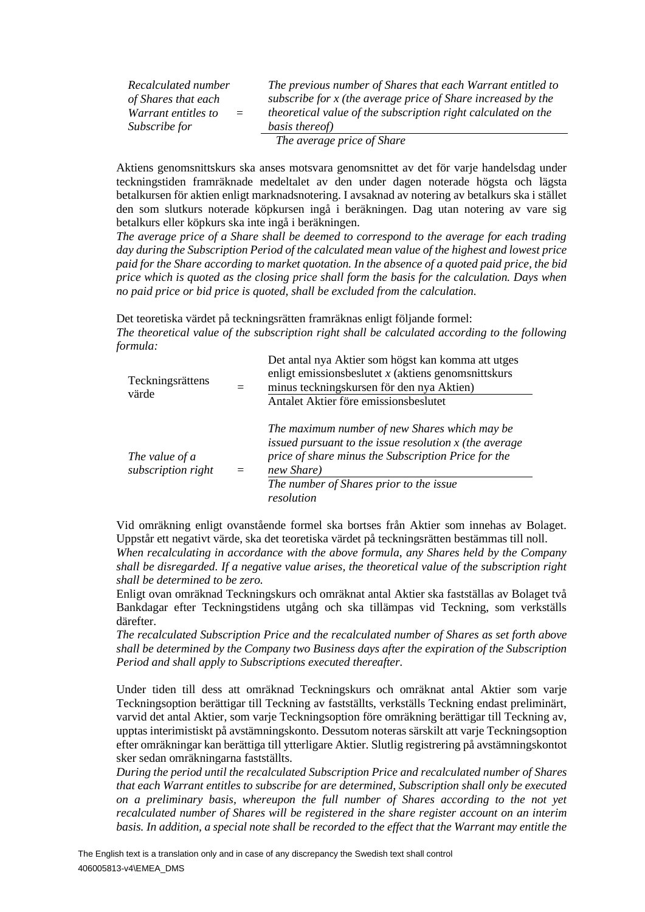$$\text{Recalculated number of Shares that each Warrant entitles to Subscribe for} = \frac{\text{The previous number of Shares that each Warrant entitled to subscribe for x (the average price of Share increased by the theoretical value of the subscription right calculated on the basis thereof)}}{\text{The average price of Share}}$$

Aktiens genomsnittskurs ska anses motsvara genomsnittet av det för varje handelsdag under teckningstiden framräknade medeltalet av den under dagen noterade högsta och lägsta betalkursen för aktien enligt marknadsnotering. I avsaknad av notering av betalkurs ska i stället den som slutkurs noterade köpkursen ingå i beräkningen. Dag utan notering av vare sig betalkurs eller köpkurs ska inte ingå i beräkningen.

*The average price of a Share shall be deemed to correspond to the average for each trading day during the Subscription Period of the calculated mean value of the highest and lowest price paid for the Share according to market quotation. In the absence of a quoted paid price, the bid price which is quoted as the closing price shall form the basis for the calculation. Days when no paid price or bid price is quoted, shall be excluded from the calculation.*

Det teoretiska värdet på teckningsrätten framräknas enligt följande formel:

*The theoretical value of the subscription right shall be calculated according to the following formula:*

$$\text{Teckningsrättens värde} = \frac{\text{Det antal nya Aktier som högst kan komma att utges enligt emissionsbeslutet } x \text{ (aktiens genomsnittskurs minus teckningskursen för den nya Aktien)}}{\text{Antalet Aktier före emissionsbeslutet}}$$

$$\text{The value of a subscription right} = \frac{\text{The maximum number of new Shares which may be issued pursuant to the issue resolution x (the average price of share minus the Subscription Price for the new Share)}}{\text{The number of Shares prior to the issue resolution}}$$

Vid omräkning enligt ovanstående formel ska bortses från Aktier som innehas av Bolaget. Uppstår ett negativt värde, ska det teoretiska värdet på teckningsrätten bestämmas till noll.

*When recalculating in accordance with the above formula, any Shares held by the Company shall be disregarded. If a negative value arises, the theoretical value of the subscription right shall be determined to be zero.*

Enligt ovan omräknad Teckningskurs och omräknat antal Aktier ska fastställas av Bolaget två Bankdagar efter Teckningstidens utgång och ska tillämpas vid Teckning, som verkställs därefter.

*The recalculated Subscription Price and the recalculated number of Shares as set forth above shall be determined by the Company two Business days after the expiration of the Subscription Period and shall apply to Subscriptions executed thereafter.*

Under tiden till dess att omräknad Teckningskurs och omräknat antal Aktier som varje Teckningsoption berättigar till Teckning av fastställts, verkställs Teckning endast preliminärt, varvid det antal Aktier, som varje Teckningsoption före omräkning berättigar till Teckning av, upptas interimistiskt på avstämningskonto. Dessutom noteras särskilt att varje Teckningsoption efter omräkningar kan berättiga till ytterligare Aktier. Slutlig registrering på avstämningskontot sker sedan omräkningarna fastställts.

*During the period until the recalculated Subscription Price and recalculated number of Shares that each Warrant entitles to subscribe for are determined, Subscription shall only be executed on a preliminary basis, whereupon the full number of Shares according to the not yet recalculated number of Shares will be registered in the share register account on an interim basis. In addition, a special note shall be recorded to the effect that the Warrant may entitle the*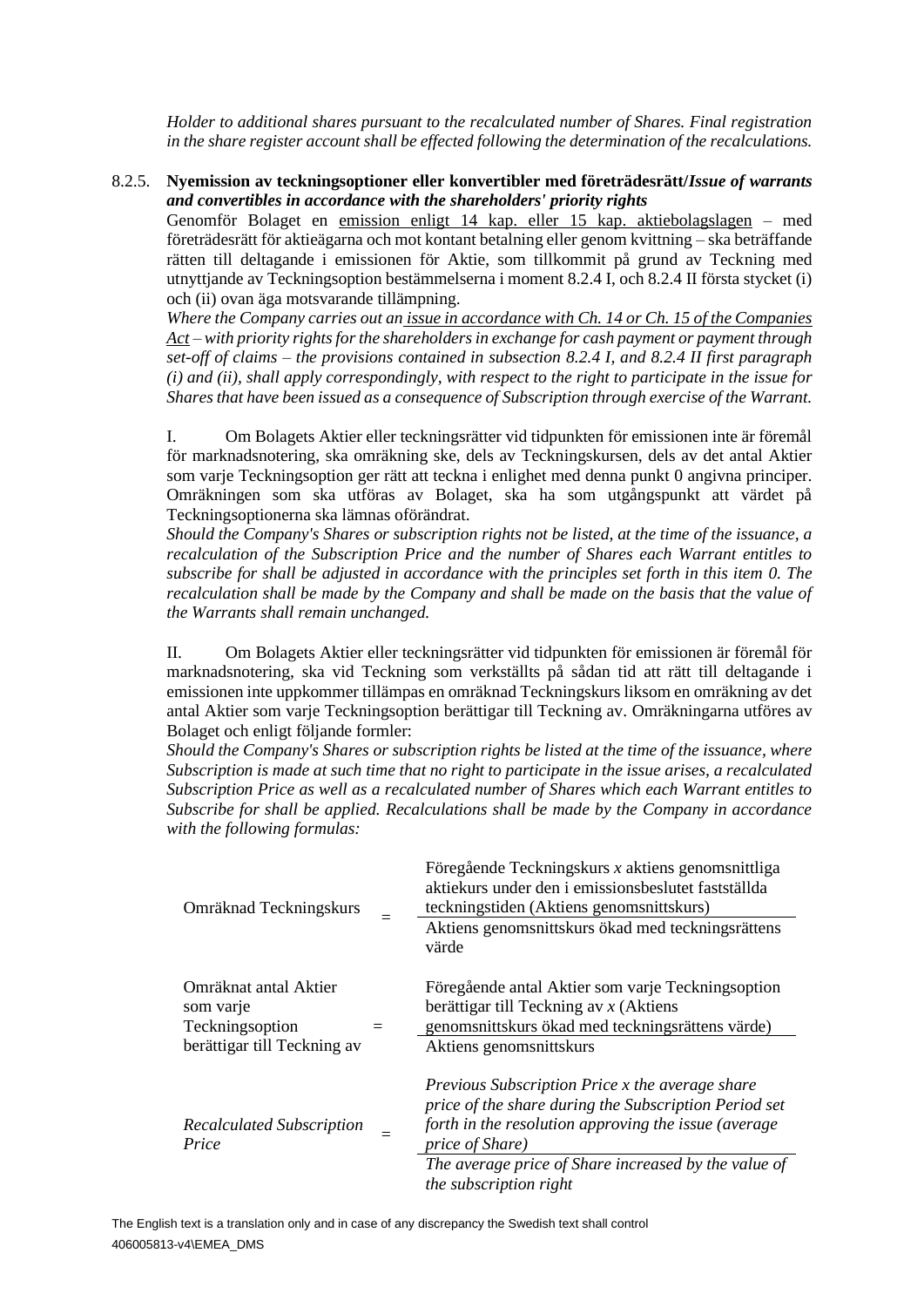*Holder to additional shares pursuant to the recalculated number of Shares. Final registration in the share register account shall be effected following the determination of the recalculations.*

8.2.5. **Nyemission av teckningsoptioner eller konvertibler med företrädesrätt/*Issue of warrants and convertibles in accordance with the shareholders' priority rights***

Genomför Bolaget en emission enligt 14 kap. eller 15 kap. aktiebolagslagen – med företrädesrätt för aktieägarna och mot kontant betalning eller genom kvittning – ska beträffande rätten till deltagande i emissionen för Aktie, som tillkommit på grund av Teckning med utnyttjande av Teckningsoption bestämmelserna i moment 8.2.4 I, och 8.2.4 II första stycket (i) och (ii) ovan äga motsvarande tillämpning.

*Where the Company carries out an issue in accordance with Ch. 14 or Ch. 15 of the Companies Act – with priority rights for the shareholders in exchange for cash payment or payment through set-off of claims – the provisions contained in subsection 8.2.4 I, and 8.2.4 II first paragraph (i) and (ii), shall apply correspondingly, with respect to the right to participate in the issue for Shares that have been issued as a consequence of Subscription through exercise of the Warrant.*

I. Om Bolagets Aktier eller teckningsrätter vid tidpunkten för emissionen inte är föremål för marknadsnotering, ska omräkning ske, dels av Teckningskursen, dels av det antal Aktier som varje Teckningsoption ger rätt att teckna i enlighet med denna punkt 0 angivna principer. Omräkningen som ska utföras av Bolaget, ska ha som utgångspunkt att värdet på Teckningsoptionerna ska lämnas oförändrat.

*Should the Company's Shares or subscription rights not be listed, at the time of the issuance, a recalculation of the Subscription Price and the number of Shares each Warrant entitles to subscribe for shall be adjusted in accordance with the principles set forth in this item 0. The recalculation shall be made by the Company and shall be made on the basis that the value of the Warrants shall remain unchanged.*

II. Om Bolagets Aktier eller teckningsrätter vid tidpunkten för emissionen är föremål för marknadsnotering, ska vid Teckning som verkställts på sådan tid att rätt till deltagande i emissionen inte uppkommer tillämpas en omräknad Teckningskurs liksom en omräkning av det antal Aktier som varje Teckningsoption berättigar till Teckning av. Omräkningarna utföres av Bolaget och enligt följande formler:

*Should the Company's Shares or subscription rights be listed at the time of the issuance, where Subscription is made at such time that no right to participate in the issue arises, a recalculated Subscription Price as well as a recalculated number of Shares which each Warrant entitles to Subscribe for shall be applied. Recalculations shall be made by the Company in accordance with the following formulas:*

$$\text{Omräknad Teckningskurs} = \frac{\text{Föregående Teckningskurs } x \text{ aktiens genomsnittliga aktiekurs under den i emissionsbeslutet fastställda teckningstiden (Aktiens genomsnittskurs)}}{\text{Aktiens genomsnittskurs ökad med teckningsrättens värde}}$$

$$\text{Omräknat antal Aktier som varje Teckningsoption berättigar till Teckning av} = \frac{\text{Föregående antal Aktier som varje Teckningsoption berättigar till Teckning av } x \text{ (Aktiens genomsnittskurs ökad med teckningsrättens värde)}}{\text{Aktiens genomsnittskurs}}$$

$$\textit{Recalculated Subscription Price} = \frac{\textit{Previous Subscription Price x the average share price of the share during the Subscription Period set forth in the resolution approving the issue (average price of Share)}}{\textit{The average price of Share increased by the value of the subscription right}}$$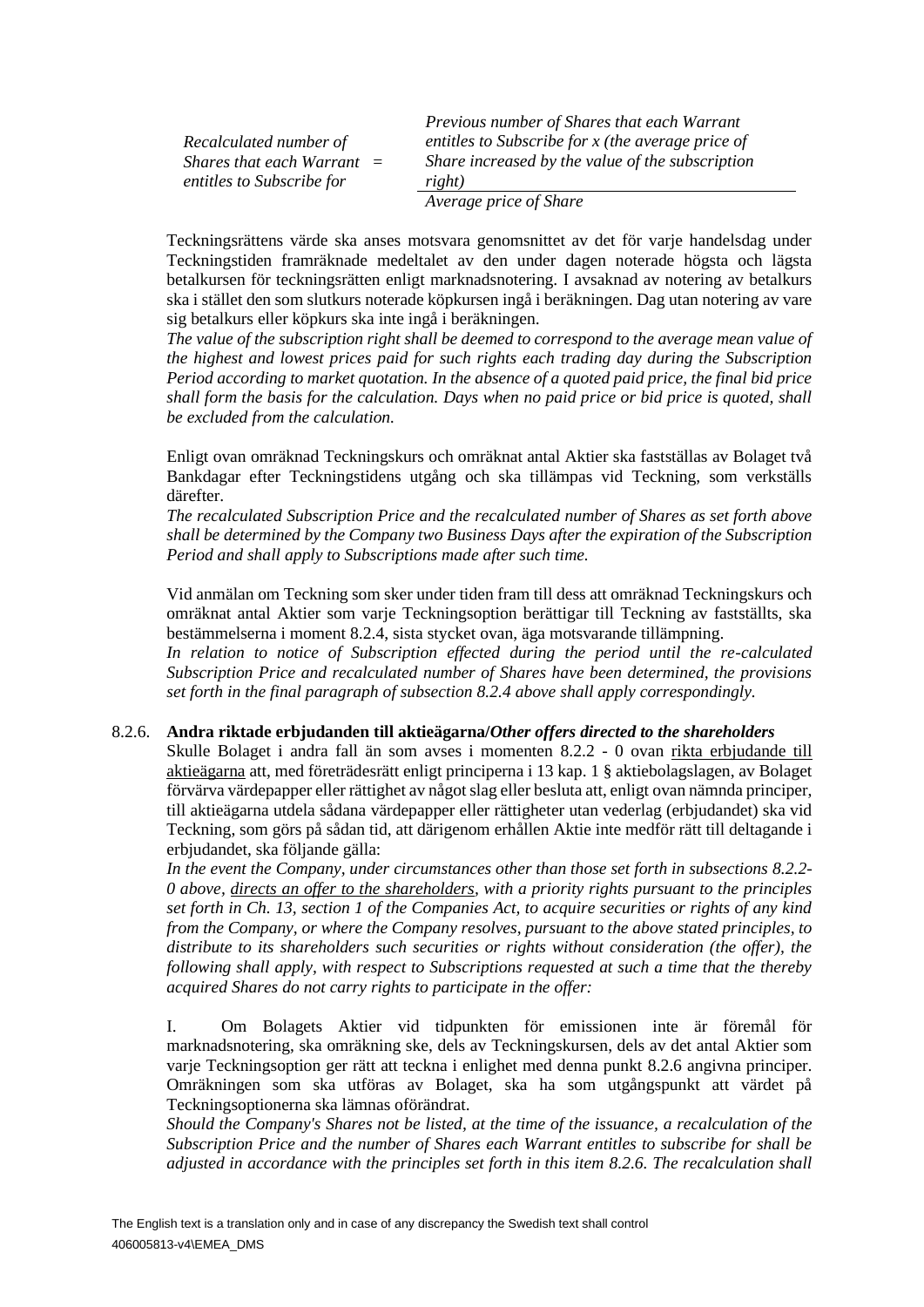$$\text{Recalculated number of Shares that each Warrant entitles to Subscribe for} = \frac{\text{Previous number of Shares that each Warrant entitles to Subscribe for x (the average price of Share increased by the value of the subscription right)}}{\text{Average price of Share}}$$

Teckningsrättens värde ska anses motsvara genomsnittet av det för varje handelsdag under Teckningstiden framräknade medeltalet av den under dagen noterade högsta och lägsta betalkursen för teckningsrätten enligt marknadsnotering. I avsaknad av notering av betalkurs ska i stället den som slutkurs noterade köpkursen ingå i beräkningen. Dag utan notering av vare sig betalkurs eller köpkurs ska inte ingå i beräkningen.

*The value of the subscription right shall be deemed to correspond to the average mean value of the highest and lowest prices paid for such rights each trading day during the Subscription Period according to market quotation. In the absence of a quoted paid price, the final bid price shall form the basis for the calculation. Days when no paid price or bid price is quoted, shall be excluded from the calculation.*

Enligt ovan omräknad Teckningskurs och omräknat antal Aktier ska fastställas av Bolaget två Bankdagar efter Teckningstidens utgång och ska tillämpas vid Teckning, som verkställs därefter.

*The recalculated Subscription Price and the recalculated number of Shares as set forth above shall be determined by the Company two Business Days after the expiration of the Subscription Period and shall apply to Subscriptions made after such time.*

Vid anmälan om Teckning som sker under tiden fram till dess att omräknad Teckningskurs och omräknat antal Aktier som varje Teckningsoption berättigar till Teckning av fastställts, ska bestämmelserna i moment 8.2.4, sista stycket ovan, äga motsvarande tillämpning.

*In relation to notice of Subscription effected during the period until the re-calculated Subscription Price and recalculated number of Shares have been determined, the provisions set forth in the final paragraph of subsection 8.2.4 above shall apply correspondingly.*

8.2.6. **Andra riktade erbjudanden till aktieägarna/*Other offers directed to the shareholders***

Skulle Bolaget i andra fall än som avses i momenten 8.2.2 - 0 ovan rikta erbjudande till aktieägarna att, med företrädesrätt enligt principerna i 13 kap. 1 § aktiebolagslagen, av Bolaget förvärva värdepapper eller rättighet av något slag eller besluta att, enligt ovan nämnda principer, till aktieägarna utdela sådana värdepapper eller rättigheter utan vederlag (erbjudandet) ska vid Teckning, som görs på sådan tid, att därigenom erhållen Aktie inte medför rätt till deltagande i erbjudandet, ska följande gälla:

*In the event the Company, under circumstances other than those set forth in subsections 8.2.2-0 above, directs an offer to the shareholders, with a priority rights pursuant to the principles set forth in Ch. 13, section 1 of the Companies Act, to acquire securities or rights of any kind from the Company, or where the Company resolves, pursuant to the above stated principles, to distribute to its shareholders such securities or rights without consideration (the offer), the following shall apply, with respect to Subscriptions requested at such a time that the thereby acquired Shares do not carry rights to participate in the offer:*

I. Om Bolagets Aktier vid tidpunkten för emissionen inte är föremål för marknadsnotering, ska omräkning ske, dels av Teckningskursen, dels av det antal Aktier som varje Teckningsoption ger rätt att teckna i enlighet med denna punkt 8.2.6 angivna principer. Omräkningen som ska utföras av Bolaget, ska ha som utgångspunkt att värdet på Teckningsoptionerna ska lämnas oförändrat.

*Should the Company's Shares not be listed, at the time of the issuance, a recalculation of the Subscription Price and the number of Shares each Warrant entitles to subscribe for shall be adjusted in accordance with the principles set forth in this item 8.2.6. The recalculation shall*

The English text is a translation only and in case of any discrepancy the Swedish text shall control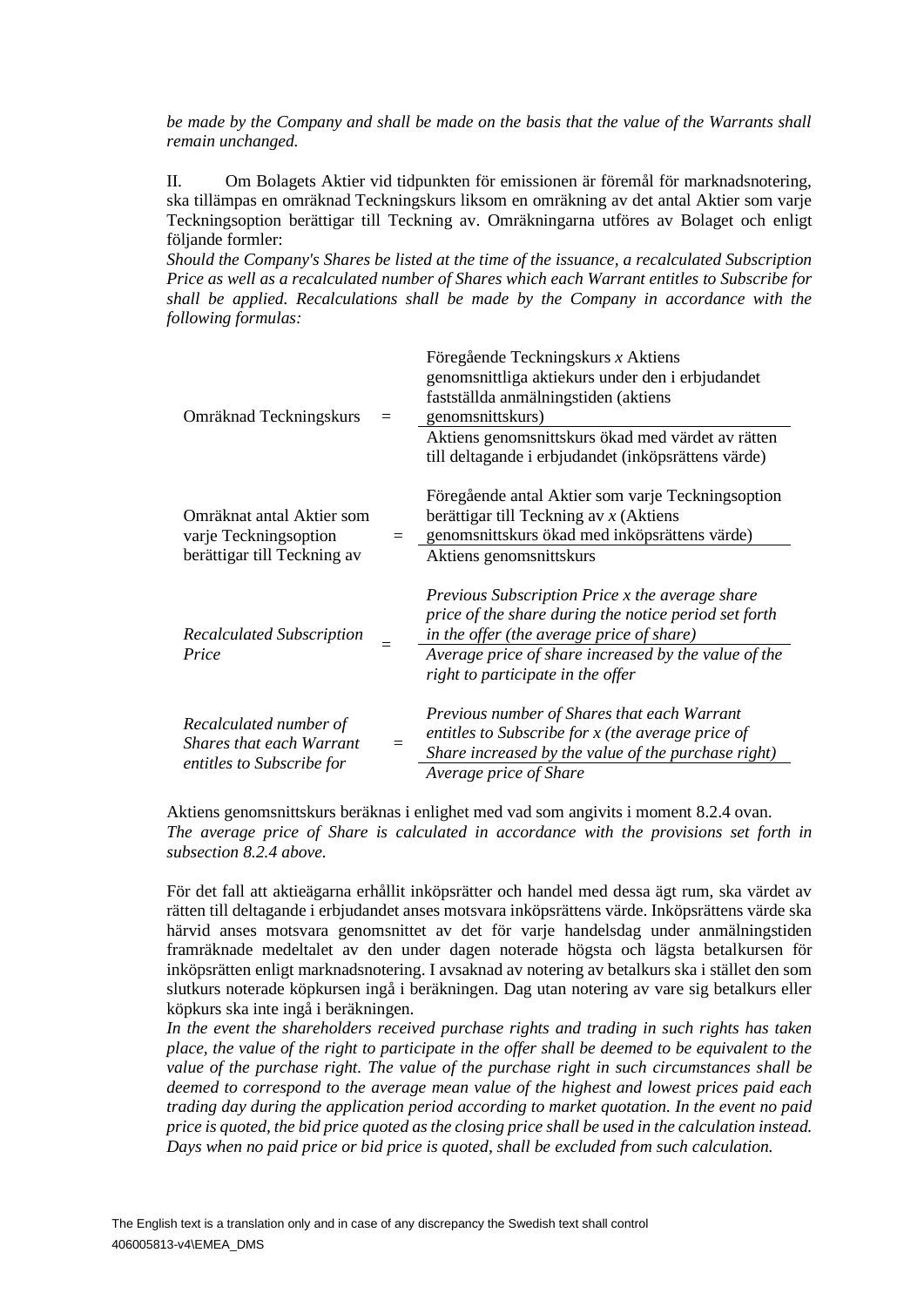*be made by the Company and shall be made on the basis that the value of the Warrants shall remain unchanged.*

II. Om Bolagets Aktier vid tidpunkten för emissionen är föremål för marknadsnotering, ska tillämpas en omräknad Teckningskurs liksom en omräkning av det antal Aktier som varje Teckningsoption berättigar till Teckning av. Omräkningarna utförs av Bolaget och enligt följande formler:
*Should the Company's Shares be listed at the time of the issuance, a recalculated Subscription Price as well as a recalculated number of Shares which each Warrant entitles to Subscribe for shall be applied. Recalculations shall be made by the Company in accordance with the following formulas:*

$$\text{Omräknad Teckningskurs} = \frac{\text{Föregående Teckningskurs } x \text{ Aktiens genomsnittliga aktiekurs under den i erbjudandet fastställda anmälningstiden (aktiens genomsnittskurs)}}{\text{Aktiens genomsnittskurs ökad med värdet av rätten till deltagande i erbjudandet (inköpsrättens värde)}}$$

$$\text{Omräknat antal Aktier som varje Teckningsoption berättigar till Teckning av} = \frac{\text{Föregående antal Aktier som varje Teckningsoption berättigar till Teckning av } x \text{ (Aktiens genomsnittskurs ökad med inköpsrättens värde)}}{\text{Aktiens genomsnittskurs}}$$

$$\textit{Recalculated Subscription Price} = \frac{\textit{Previous Subscription Price x the average share price of the share during the notice period set forth in the offer (the average price of share)}}{\textit{Average price of share increased by the value of the right to participate in the offer}}$$

$$\textit{Recalculated number of Shares that each Warrant entitles to Subscribe for} = \frac{\textit{Previous number of Shares that each Warrant entitles to Subscribe for x (the average price of Share increased by the value of the purchase right)}}{\textit{Average price of Share}}$$

Aktiens genomsnittskurs beräknas i enlighet med vad som angivits i moment 8.2.4 ovan.
*The average price of Share is calculated in accordance with the provisions set forth in subsection 8.2.4 above.*

För det fall att aktieägarna erhållit inköpsrätter och handel med dessa ägt rum, ska värdet av rätten till deltagande i erbjudandet anses motsvara inköpsrättens värde. Inköpsrättens värde ska härvid anses motsvara genomsnittet av det för varje handelsdag under anmälningstiden framräknade medeltalet av den under dagen noterade högsta och lägsta betalkursen för inköpsrätten enligt marknadsnotering. I avsaknad av notering av betalkurs ska i stället den som slutkurs noterade köpkursen ingå i beräkningen. Dag utan notering av vare sig betalkurs eller köpkurs ska inte ingå i beräkningen.
*In the event the shareholders received purchase rights and trading in such rights has taken place, the value of the right to participate in the offer shall be deemed to be equivalent to the value of the purchase right. The value of the purchase right in such circumstances shall be deemed to correspond to the average mean value of the highest and lowest prices paid each trading day during the application period according to market quotation. In the event no paid price is quoted, the bid price quoted as the closing price shall be used in the calculation instead. Days when no paid price or bid price is quoted, shall be excluded from such calculation.*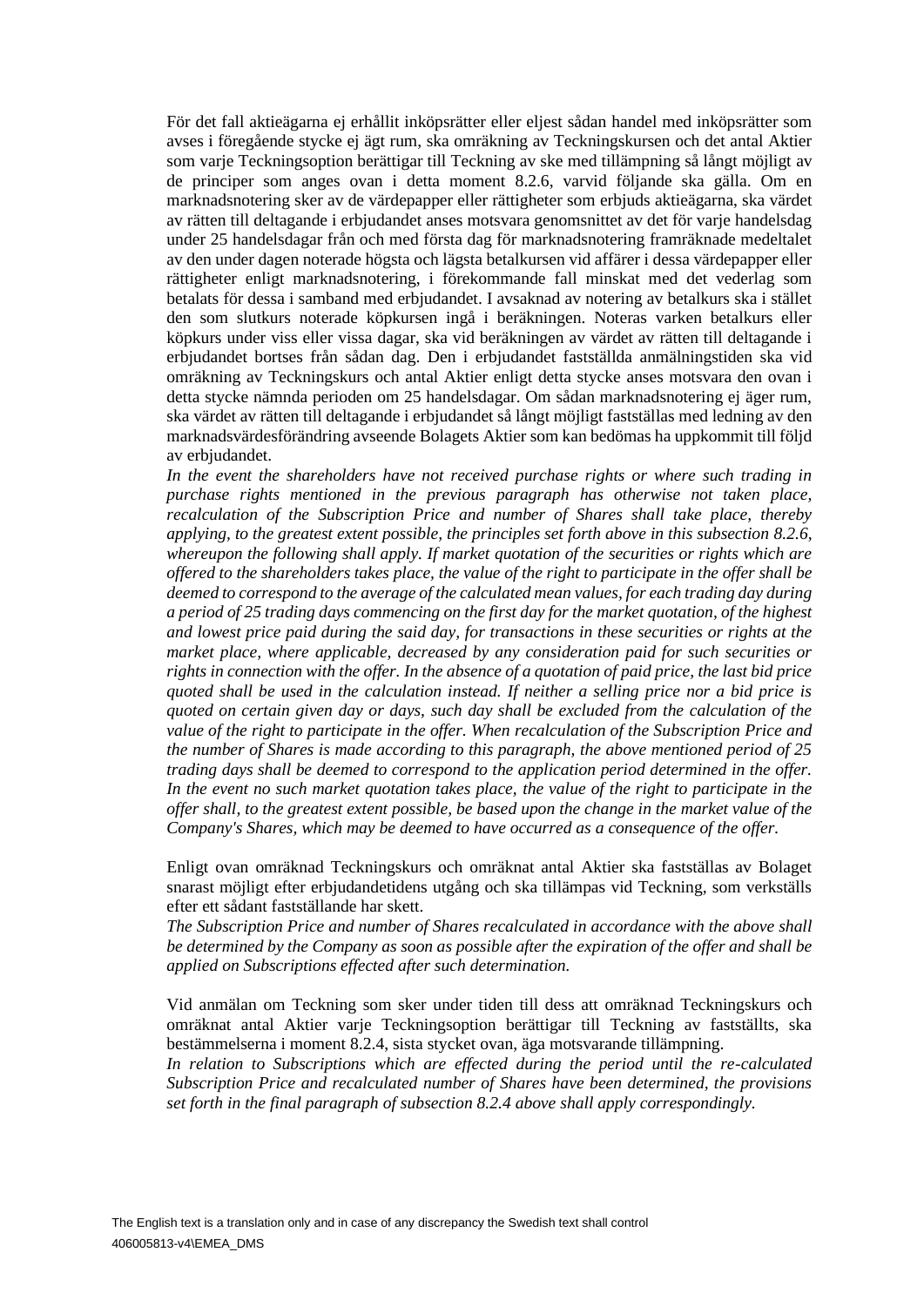För det fall aktieägarna ej erhållit inköpsrätter eller eljest sådan handel med inköpsrätter som avses i föregående stycke ej ägt rum, ska omräkning av Teckningskursen och det antal Aktier som varje Teckningsoption berättigar till Teckning av ske med tillämpning så långt möjligt av de principer som anges ovan i detta moment 8.2.6, varvid följande ska gälla. Om en marknadsnotering sker av de värdepapper eller rättigheter som erbjuds aktieägarna, ska värdet av rätten till deltagande i erbjudandet anses motsvara genomsnittet av det för varje handelsdag under 25 handelsdagar från och med första dag för marknadsnotering framräknade medeltalet av den under dagen noterade högsta och lägsta betalkursen vid affärer i dessa värdepapper eller rättigheter enligt marknadsnotering, i förekommande fall minskat med det vederlag som betalats för dessa i samband med erbjudandet. I avsaknad av notering av betalkurs ska i stället den som slutkurs noterade köpkursen ingå i beräkningen. Noteras varken betalkurs eller köpkurs under viss eller vissa dagar, ska vid beräkningen av värdet av rätten till deltagande i erbjudandet bortses från sådan dag. Den i erbjudandet fastställda anmälningstiden ska vid omräkning av Teckningskurs och antal Aktier enligt detta stycke anses motsvara den ovan i detta stycke nämnda perioden om 25 handelsdagar. Om sådan marknadsnotering ej äger rum, ska värdet av rätten till deltagande i erbjudandet så långt möjligt fastställas med ledning av den marknadsvärdesförändring avseende Bolagets Aktier som kan bedömas ha uppkommit till följd av erbjudandet.
*In the event the shareholders have not received purchase rights or where such trading in purchase rights mentioned in the previous paragraph has otherwise not taken place, recalculation of the Subscription Price and number of Shares shall take place, thereby applying, to the greatest extent possible, the principles set forth above in this subsection 8.2.6, whereupon the following shall apply. If market quotation of the securities or rights which are offered to the shareholders takes place, the value of the right to participate in the offer shall be deemed to correspond to the average of the calculated mean values, for each trading day during a period of 25 trading days commencing on the first day for the market quotation, of the highest and lowest price paid during the said day, for transactions in these securities or rights at the market place, where applicable, decreased by any consideration paid for such securities or rights in connection with the offer. In the absence of a quotation of paid price, the last bid price quoted shall be used in the calculation instead. If neither a selling price nor a bid price is quoted on certain given day or days, such day shall be excluded from the calculation of the value of the right to participate in the offer. When recalculation of the Subscription Price and the number of Shares is made according to this paragraph, the above mentioned period of 25 trading days shall be deemed to correspond to the application period determined in the offer. In the event no such market quotation takes place, the value of the right to participate in the offer shall, to the greatest extent possible, be based upon the change in the market value of the Company's Shares, which may be deemed to have occurred as a consequence of the offer.*

Enligt ovan omräknad Teckningskurs och omräknat antal Aktier ska fastställas av Bolaget snarast möjligt efter erbjudandetidens utgång och ska tillämpas vid Teckning, som verkställs efter ett sådant fastställande har skett.
*The Subscription Price and number of Shares recalculated in accordance with the above shall be determined by the Company as soon as possible after the expiration of the offer and shall be applied on Subscriptions effected after such determination.*

Vid anmälan om Teckning som sker under tiden till dess att omräknad Teckningskurs och omräknat antal Aktier varje Teckningsoption berättigar till Teckning av fastställts, ska bestämmelserna i moment 8.2.4, sista stycket ovan, äga motsvarande tillämpning.
*In relation to Subscriptions which are effected during the period until the re-calculated Subscription Price and recalculated number of Shares have been determined, the provisions set forth in the final paragraph of subsection 8.2.4 above shall apply correspondingly.*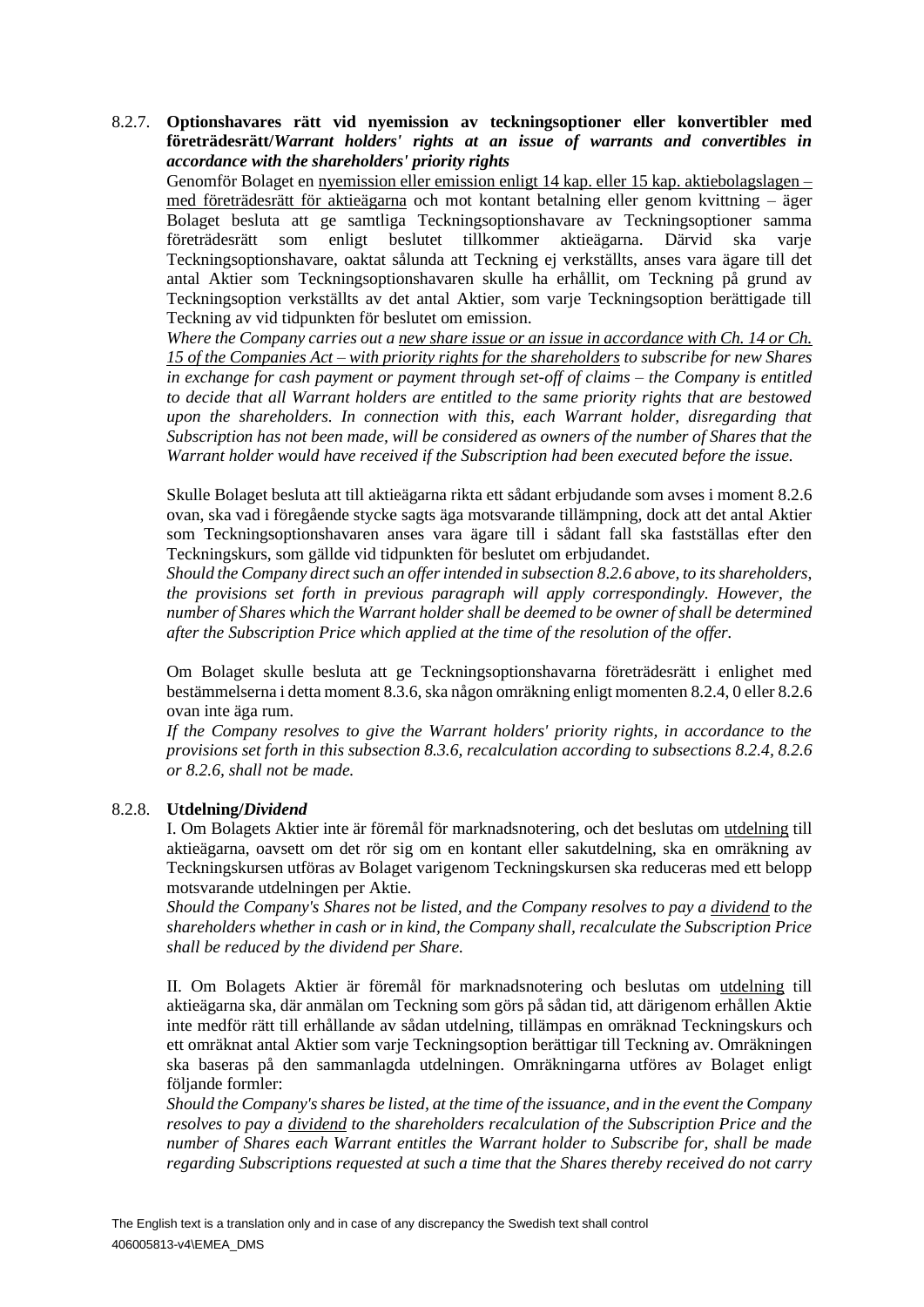8.2.7. **Optionshavares rätt vid nyemission av teckningsoptioner eller konvertibler med företrädesrätt/*Warrant holders' rights at an issue of warrants and convertibles in accordance with the shareholders' priority rights***

Genomför Bolaget en nyemission eller emission enligt 14 kap. eller 15 kap. aktiebolagslagen – med företrädesrätt för aktieägarna och mot kontant betalning eller genom kvittning – äger Bolaget besluta att ge samtliga Teckningsoptionshavare av Teckningsoptioner samma företrädesrätt som enligt beslutet tillkommer aktieägarna. Därvid ska varje Teckningsoptionshavare, oaktat sålunda att Teckning ej verkställts, anses vara ägare till det antal Aktier som Teckningsoptionshavaren skulle ha erhållit, om Teckning på grund av Teckningsoption verkställts av det antal Aktier, som varje Teckningsoption berättigade till Teckning av vid tidpunkten för beslutet om emission.

*Where the Company carries out a new share issue or an issue in accordance with Ch. 14 or Ch. 15 of the Companies Act – with priority rights for the shareholders to subscribe for new Shares in exchange for cash payment or payment through set-off of claims – the Company is entitled to decide that all Warrant holders are entitled to the same priority rights that are bestowed upon the shareholders. In connection with this, each Warrant holder, disregarding that Subscription has not been made, will be considered as owners of the number of Shares that the Warrant holder would have received if the Subscription had been executed before the issue.*

Skulle Bolaget besluta att till aktieägarna rikta ett sådant erbjudande som avses i moment 8.2.6 ovan, ska vad i föregående stycke sagts äga motsvarande tillämpning, dock att det antal Aktier som Teckningsoptionshavaren anses vara ägare till i sådant fall ska fastställas efter den Teckningskurs, som gällde vid tidpunkten för beslutet om erbjudandet.

*Should the Company direct such an offer intended in subsection 8.2.6 above, to its shareholders, the provisions set forth in previous paragraph will apply correspondingly. However, the number of Shares which the Warrant holder shall be deemed to be owner of shall be determined after the Subscription Price which applied at the time of the resolution of the offer.*

Om Bolaget skulle besluta att ge Teckningsoptionshavarna företrädesrätt i enlighet med bestämmelserna i detta moment 8.3.6, ska någon omräkning enligt momenten 8.2.4, 0 eller 8.2.6 ovan inte äga rum.

*If the Company resolves to give the Warrant holders' priority rights, in accordance to the provisions set forth in this subsection 8.3.6, recalculation according to subsections 8.2.4, 8.2.6 or 8.2.6, shall not be made.*

8.2.8. **Utdelning/*Dividend***

I. Om Bolagets Aktier inte är föremål för marknadsnotering, och det beslutas om utdelning till aktieägarna, oavsett om det rör sig om en kontant eller sakutdelning, ska en omräkning av Teckningskursen utföras av Bolaget varigenom Teckningskursen ska reduceras med ett belopp motsvarande utdelningen per Aktie.

*Should the Company's Shares not be listed, and the Company resolves to pay a dividend to the shareholders whether in cash or in kind, the Company shall, recalculate the Subscription Price shall be reduced by the dividend per Share.*

II. Om Bolagets Aktier är föremål för marknadsnotering och beslutas om utdelning till aktieägarna ska, där anmälan om Teckning som görs på sådan tid, att därigenom erhållen Aktie inte medför rätt till erhållande av sådan utdelning, tillämpas en omräknad Teckningskurs och ett omräknat antal Aktier som varje Teckningsoption berättigar till Teckning av. Omräkningen ska baseras på den sammanlagda utdelningen. Omräkningarna utföres av Bolaget enligt följande formler:

*Should the Company's shares be listed, at the time of the issuance, and in the event the Company resolves to pay a dividend to the shareholders recalculation of the Subscription Price and the number of Shares each Warrant entitles the Warrant holder to Subscribe for, shall be made regarding Subscriptions requested at such a time that the Shares thereby received do not carry*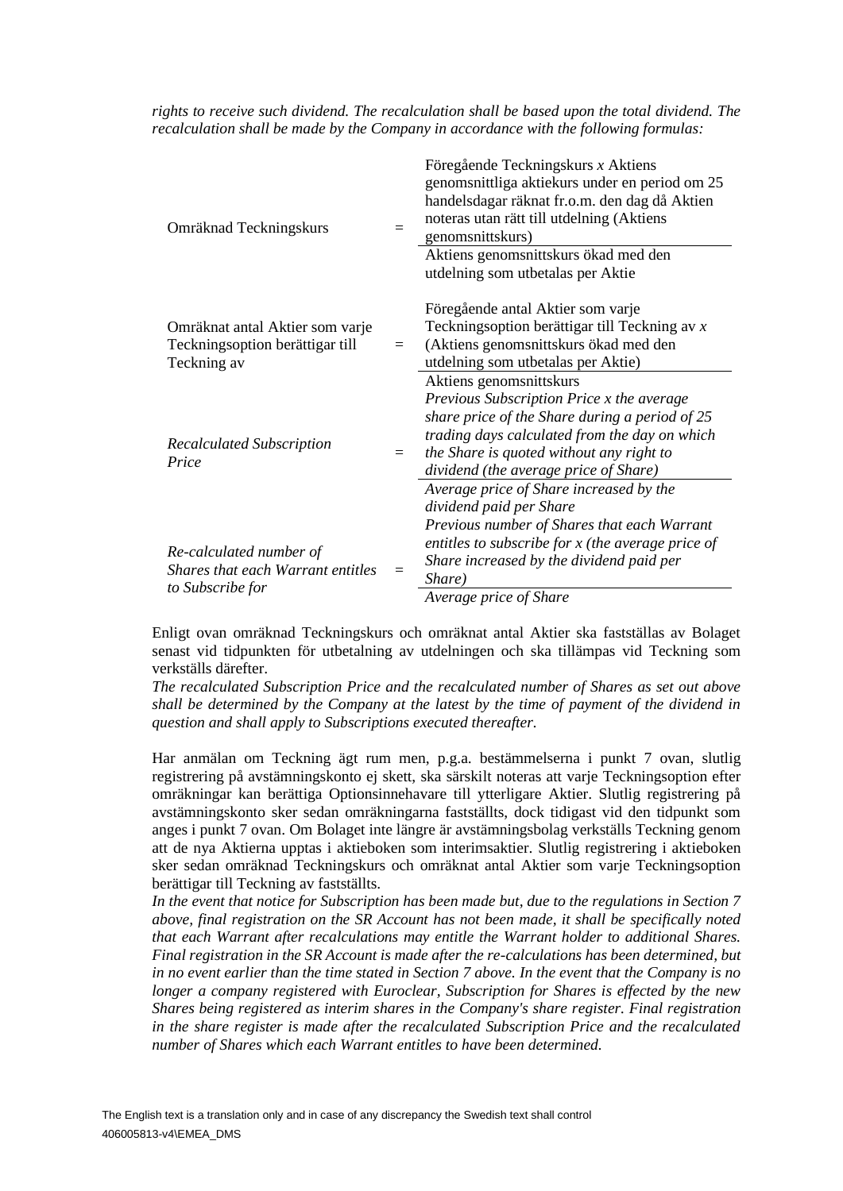*rights to receive such dividend. The recalculation shall be based upon the total dividend. The recalculation shall be made by the Company in accordance with the following formulas:*

| | | |
|---|---|---|
| Omräknad Teckningskurs | = | Föregående Teckningskurs *x* Aktiens genomsnittliga aktiekurs under en period om 25 handelsdagar räknat fr.o.m. den dag då Aktien noteras utan rätt till utdelning (Aktiens genomsnittskurs) / Aktiens genomsnittskurs ökad med den utdelning som utbetalas per Aktie |
| Omräknat antal Aktier som varje Teckningsoption berättigar till Teckning av | = | Föregående antal Aktier som varje Teckningsoption berättigar till Teckning av *x* (Aktiens genomsnittskurs ökad med den utdelning som utbetalas per Aktie) / Aktiens genomsnittskurs |
| *Recalculated Subscription Price* | = | *Previous Subscription Price x the average share price of the Share during a period of 25 trading days calculated from the day on which the Share is quoted without any right to dividend (the average price of Share)* / *Average price of Share increased by the dividend paid per Share* |
| *Re-calculated number of Shares that each Warrant entitles to Subscribe for* | = | *Previous number of Shares that each Warrant entitles to subscribe for x (the average price of Share increased by the dividend paid per Share)* / *Average price of Share* |

Enligt ovan omräknad Teckningskurs och omräknat antal Aktier ska fastställas av Bolaget senast vid tidpunkten för utbetalning av utdelningen och ska tillämpas vid Teckning som verkställs därefter.

*The recalculated Subscription Price and the recalculated number of Shares as set out above shall be determined by the Company at the latest by the time of payment of the dividend in question and shall apply to Subscriptions executed thereafter.*

Har anmälan om Teckning ägt rum men, p.g.a. bestämmelserna i punkt 7 ovan, slutlig registrering på avstämningskonto ej skett, ska särskilt noteras att varje Teckningsoption efter omräkningar kan berättiga Optionsinnehavare till ytterligare Aktier. Slutlig registrering på avstämningskonto sker sedan omräkningarna fastställts, dock tidigast vid den tidpunkt som anges i punkt 7 ovan. Om Bolaget inte längre är avstämningsbolag verkställs Teckning genom att de nya Aktierna upptas i aktieboken som interimsaktier. Slutlig registrering i aktieboken sker sedan omräknad Teckningskurs och omräknat antal Aktier som varje Teckningsoption berättigar till Teckning av fastställts.

*In the event that notice for Subscription has been made but, due to the regulations in Section 7 above, final registration on the SR Account has not been made, it shall be specifically noted that each Warrant after recalculations may entitle the Warrant holder to additional Shares. Final registration in the SR Account is made after the re-calculations has been determined, but in no event earlier than the time stated in Section 7 above. In the event that the Company is no longer a company registered with Euroclear, Subscription for Shares is effected by the new Shares being registered as interim shares in the Company's share register. Final registration in the share register is made after the recalculated Subscription Price and the recalculated number of Shares which each Warrant entitles to have been determined.*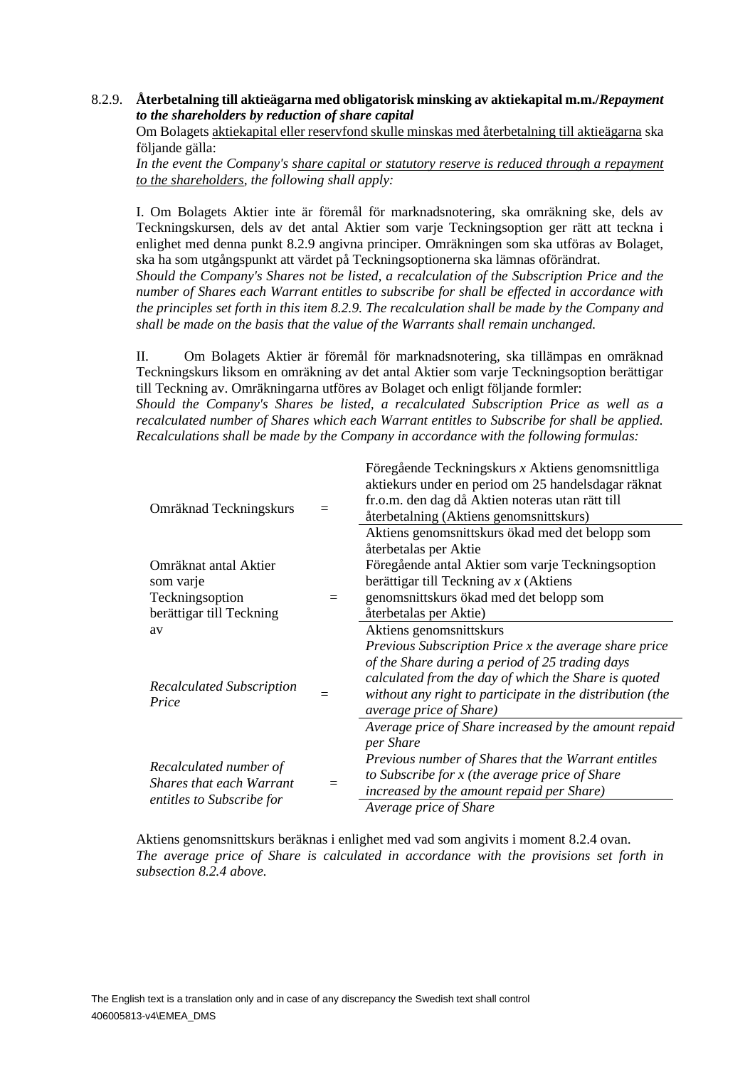8.2.9. **Återbetalning till aktieägarna med obligatorisk minsking av aktiekapital m.m./*Repayment to the shareholders by reduction of share capital***

Om Bolagets aktiekapital eller reservfond skulle minskas med återbetalning till aktieägarna ska följande gälla:

*In the event the Company's share capital or statutory reserve is reduced through a repayment to the shareholders, the following shall apply:*

I. Om Bolagets Aktier inte är föremål för marknadsnotering, ska omräkning ske, dels av Teckningskursen, dels av det antal Aktier som varje Teckningsoption ger rätt att teckna i enlighet med denna punkt 8.2.9 angivna principer. Omräkningen som ska utföras av Bolaget, ska ha som utgångspunkt att värdet på Teckningsoptionerna ska lämnas oförändrat.

*Should the Company's Shares not be listed, a recalculation of the Subscription Price and the number of Shares each Warrant entitles to subscribe for shall be effected in accordance with the principles set forth in this item 8.2.9. The recalculation shall be made by the Company and shall be made on the basis that the value of the Warrants shall remain unchanged.*

II. Om Bolagets Aktier är föremål för marknadsnotering, ska tillämpas en omräknad Teckningskurs liksom en omräkning av det antal Aktier som varje Teckningsoption berättigar till Teckning av. Omräkningarna utföres av Bolaget och enligt följande formler:

*Should the Company's Shares be listed, a recalculation Subscription Price as well as a recalculated number of Shares which each Warrant entitles to Subscribe for shall be applied. Recalculations shall be made by the Company in accordance with the following formulas:*

$$\text{Omräknad Teckningskurs} = \frac{\text{Föregående Teckningskurs } x \text{ Aktiens genomsnittliga aktiekurs under en period om 25 handelsdagar räknat fr.o.m. den dag då Aktien noteras utan rätt till återbetalning (Aktiens genomsnittskurs)}}{\text{Aktiens genomsnittskurs ökad med det belopp som återbetalas per Aktie}}$$

$$\text{Omräknat antal Aktier som varje Teckningsoption berättigar till Teckning av} = \frac{\text{Föregående antal Aktier som varje Teckningsoption berättigar till Teckning av } x \text{ (Aktiens genomsnittskurs ökad med det belopp som återbetalas per Aktie)}}{\text{Aktiens genomsnittskurs}}$$

$$\textit{Recalculated Subscription Price} = \frac{\textit{Previous Subscription Price x the average share price of the Share during a period of 25 trading days calculated from the day of which the Share is quoted without any right to participate in the distribution (the average price of Share)}}{\textit{Average price of Share increased by the amount repaid per Share}}$$

$$\textit{Recalculated number of Shares that each Warrant entitles to Subscribe for} = \frac{\textit{Previous number of Shares that the Warrant entitles to Subscribe for x (the average price of Share increased by the amount repaid per Share)}}{\textit{Average price of Share}}$$

Aktiens genomsnittskurs beräknas i enlighet med vad som angivits i moment 8.2.4 ovan.

*The average price of Share is calculated in accordance with the provisions set forth in subsection 8.2.4 above.*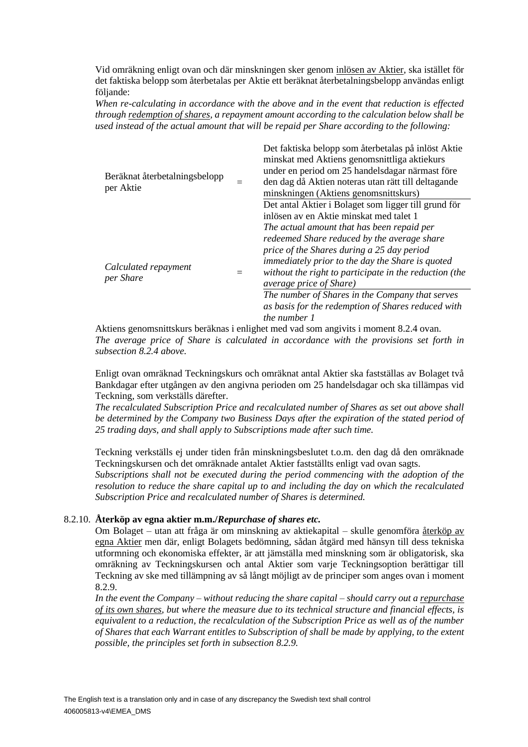Vid omräkning enligt ovan och där minskningen sker genom <u>inlösen av Aktier</u>, ska istället för det faktiska belopp som återbetalas per Aktie ett beräknat återbetalningsbelopp användas enligt följande:

*When re-calculating in accordance with the above and in the event that reduction is effected through <u>redemption of shares</u>, a repayment amount according to the calculation below shall be used instead of the actual amount that will be repaid per Share according to the following:*

$$\text{Beräknat återbetalningsbelopp per Aktie} = \frac{\text{Det faktiska belopp som återbetalas på inlöst Aktie minskat med Aktiens genomsnittliga aktiekurs under en period om 25 handelsdagar närmast före den dag då Aktien noteras utan rätt till deltagande minskningen (Aktiens genomsnittskurs)}}{\text{Det antal Aktier i Bolaget som ligger till grund för inlösen av en Aktie minskat med talet 1}}$$

$$\textit{Calculated repayment per Share} = \frac{\textit{The actual amount that has been repaid per redeemed Share reduced by the average share price of the Shares during a 25 day period immediately prior to the day the Share is quoted without the right to participate in the reduction (the average price of Share)}}{\textit{The number of Shares in the Company that serves as basis for the redemption of Shares reduced with the number 1}}$$

Aktiens genomsnittskurs beräknas i enlighet med vad som angivits i moment 8.2.4 ovan.

*The average price of Share is calculated in accordance with the provisions set forth in subsection 8.2.4 above.*

Enligt ovan omräknad Teckningskurs och omräknat antal Aktier ska fastställas av Bolaget två Bankdagar efter utgången av den angivna perioden om 25 handelsdagar och ska tillämpas vid Teckning, som verkställs därefter.

*The recalculated Subscription Price and recalculated number of Shares as set out above shall be determined by the Company two Business Days after the expiration of the stated period of 25 trading days, and shall apply to Subscriptions made after such time.*

Teckning verkställs ej under tiden från minskningsbeslutet t.o.m. den dag då den omräknade Teckningskursen och det omräknade antalet Aktier fastställts enligt vad ovan sagts.

*Subscriptions shall not be executed during the period commencing with the adoption of the resolution to reduce the share capital up to and including the day on which the recalculated Subscription Price and recalculated number of Shares is determined.*

8.2.10. **Återköp av egna aktier m.m./*Repurchase of shares etc.***

Om Bolaget – utan att fråga är om minskning av aktiekapital – skulle genomföra <u>återköp av egna Aktier</u> men där, enligt Bolagets bedömning, sådan åtgärd med hänsyn till dess tekniska utformning och ekonomiska effekter, är att jämställa med minskning som är obligatorisk, ska omräkning av Teckningskursen och antal Aktier som varje Teckningsoption berättigar till Teckning av ske med tillämpning av så långt möjligt av de principer som anges ovan i moment 8.2.9.

*In the event the Company – without reducing the share capital – should carry out a <u>repurchase of its own shares</u>, but where the measure due to its technical structure and financial effects, is equivalent to a reduction, the recalculation of the Subscription Price as well as of the number of Shares that each Warrant entitles to Subscription of shall be made by applying, to the extent possible, the principles set forth in subsection 8.2.9.*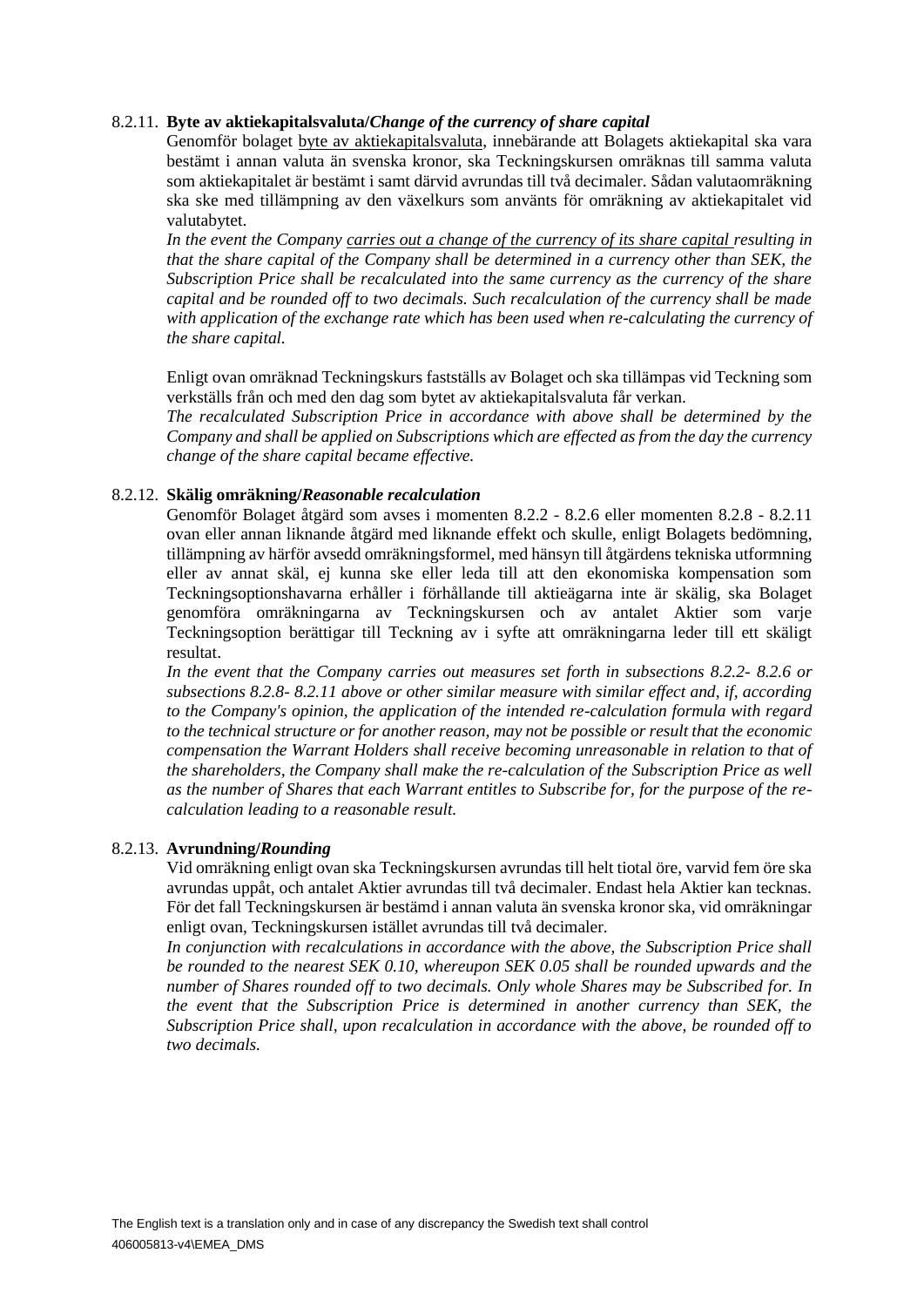8.2.11. **Byte av aktiekapitalsvaluta/*Change of the currency of share capital***

Genomför bolaget byte av aktiekapitalsvaluta, innebärande att Bolagets aktiekapital ska vara bestämt i annan valuta än svenska kronor, ska Teckningskursen omräknas till samma valuta som aktiekapitalet är bestämt i samt därvid avrundas till två decimaler. Sådan valutaomräkning ska ske med tillämpning av den växelkurs som använts för omräkning av aktiekapitalet vid valutabytet.

*In the event the Company carries out a change of the currency of its share capital resulting in that the share capital of the Company shall be determined in a currency other than SEK, the Subscription Price shall be recalculated into the same currency as the currency of the share capital and be rounded off to two decimals. Such recalculation of the currency shall be made with application of the exchange rate which has been used when re-calculating the currency of the share capital.*

Enligt ovan omräknad Teckningskurs fastställs av Bolaget och ska tillämpas vid Teckning som verkställs från och med den dag som bytet av aktiekapitalsvaluta får verkan.

*The recalculated Subscription Price in accordance with above shall be determined by the Company and shall be applied on Subscriptions which are effected as from the day the currency change of the share capital became effective.*

8.2.12. **Skälig omräkning/*Reasonable recalculation***

Genomför Bolaget åtgärd som avses i momenten 8.2.2 - 8.2.6 eller momenten 8.2.8 - 8.2.11 ovan eller annan liknande åtgärd med liknande effekt och skulle, enligt Bolagets bedömning, tillämpning av härför avsedd omräkningsformel, med hänsyn till åtgärdens tekniska utformning eller av annat skäl, ej kunna ske eller leda till att den ekonomiska kompensation som Teckningsoptionshavarna erhåller i förhållande till aktieägarna inte är skälig, ska Bolaget genomföra omräkningarna av Teckningskursen och av antalet Aktier som varje Teckningsoption berättigar till Teckning av i syfte att omräkningarna leder till ett skäligt resultat.

*In the event that the Company carries out measures set forth in subsections 8.2.2- 8.2.6 or subsections 8.2.8- 8.2.11 above or other similar measure with similar effect and, if, according to the Company's opinion, the application of the intended re-calculation formula with regard to the technical structure or for another reason, may not be possible or result that the economic compensation the Warrant Holders shall receive becoming unreasonable in relation to that of the shareholders, the Company shall make the re-calculation of the Subscription Price as well as the number of Shares that each Warrant entitles to Subscribe for, for the purpose of the re-calculation leading to a reasonable result.*

8.2.13. **Avrundning/*Rounding***

Vid omräkning enligt ovan ska Teckningskursen avrundas till helt tiotal öre, varvid fem öre ska avrundas uppåt, och antalet Aktier avrundas till två decimaler. Endast hela Aktier kan tecknas. För det fall Teckningskursen är bestämd i annan valuta än svenska kronor ska, vid omräkningar enligt ovan, Teckningskursen istället avrundas till två decimaler.

*In conjunction with recalculations in accordance with the above, the Subscription Price shall be rounded to the nearest SEK 0.10, whereupon SEK 0.05 shall be rounded upwards and the number of Shares rounded off to two decimals. Only whole Shares may be Subscribed for. In the event that the Subscription Price is determined in another currency than SEK, the Subscription Price shall, upon recalculation in accordance with the above, be rounded off to two decimals.*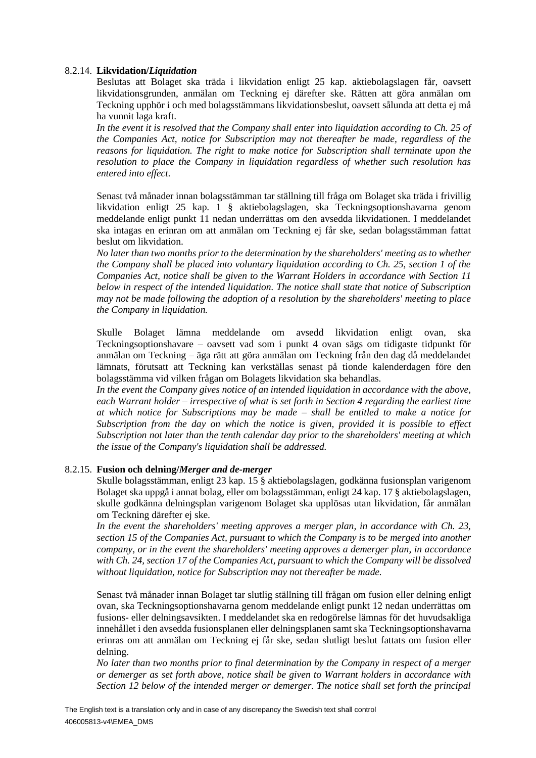8.2.14. **Likvidation/*Liquidation***

Beslutas att Bolaget ska träda i likvidation enligt 25 kap. aktiebolagslagen får, oavsett likvidationsgrunden, anmälan om Teckning ej därefter ske. Rätten att göra anmälan om Teckning upphör i och med bolagsstämmans likvidationsbeslut, oavsett sålunda att detta ej må ha vunnit laga kraft.

*In the event it is resolved that the Company shall enter into liquidation according to Ch. 25 of the Companies Act, notice for Subscription may not thereafter be made, regardless of the reasons for liquidation. The right to make notice for Subscription shall terminate upon the resolution to place the Company in liquidation regardless of whether such resolution has entered into effect.*

Senast två månader innan bolagsstämman tar ställning till fråga om Bolaget ska träda i frivillig likvidation enligt 25 kap. 1 § aktiebolagslagen, ska Teckningsoptionshavarna genom meddelande enligt punkt 11 nedan underrättas om den avsedda likvidationen. I meddelandet ska intagas en erinran om att anmälan om Teckning ej får ske, sedan bolagsstämman fattat beslut om likvidation.

*No later than two months prior to the determination by the shareholders' meeting as to whether the Company shall be placed into voluntary liquidation according to Ch. 25, section 1 of the Companies Act, notice shall be given to the Warrant Holders in accordance with Section 11 below in respect of the intended liquidation. The notice shall state that notice of Subscription may not be made following the adoption of a resolution by the shareholders' meeting to place the Company in liquidation.*

Skulle Bolaget lämna meddelande om avsedd likvidation enligt ovan, ska Teckningsoptionshavare – oavsett vad som i punkt 4 ovan sägs om tidigaste tidpunkt för anmälan om Teckning – äga rätt att göra anmälan om Teckning från den dag då meddelandet lämnats, förutsatt att Teckning kan verkställas senast på tionde kalenderdagen före den bolagsstämma vid vilken frågan om Bolagets likvidation ska behandlas.

*In the event the Company gives notice of an intended liquidation in accordance with the above, each Warrant holder – irrespective of what is set forth in Section 4 regarding the earliest time at which notice for Subscriptions may be made – shall be entitled to make a notice for Subscription from the day on which the notice is given, provided it is possible to effect Subscription not later than the tenth calendar day prior to the shareholders' meeting at which the issue of the Company's liquidation shall be addressed.*

8.2.15. **Fusion och delning/*Merger and de-merger***

Skulle bolagsstämman, enligt 23 kap. 15 § aktiebolagslagen, godkänna fusionsplan varigenom Bolaget ska uppgå i annat bolag, eller om bolagsstämman, enligt 24 kap. 17 § aktiebolagslagen, skulle godkänna delningsplan varigenom Bolaget ska upplösas utan likvidation, får anmälan om Teckning därefter ej ske.

*In the event the shareholders' meeting approves a merger plan, in accordance with Ch. 23, section 15 of the Companies Act, pursuant to which the Company is to be merged into another company, or in the event the shareholders' meeting approves a demerger plan, in accordance with Ch. 24, section 17 of the Companies Act, pursuant to which the Company will be dissolved without liquidation, notice for Subscription may not thereafter be made.*

Senast två månader innan Bolaget tar slutlig ställning till frågan om fusion eller delning enligt ovan, ska Teckningsoptionshavarna genom meddelande enligt punkt 12 nedan underrättas om fusions- eller delningsavsikten. I meddelandet ska en redogörelse lämnas för det huvudsakliga innehållet i den avsedda fusionsplanen eller delningsplanen samt ska Teckningsoptionshavarna erinras om att anmälan om Teckning ej får ske, sedan slutligt beslut fattats om fusion eller delning.

*No later than two months prior to final determination by the Company in respect of a merger or demerger as set forth above, notice shall be given to Warrant holders in accordance with Section 12 below of the intended merger or demerger. The notice shall set forth the principal*

The English text is a translation only and in case of any discrepancy the Swedish text shall control
406005813-v4\EMEA_DMS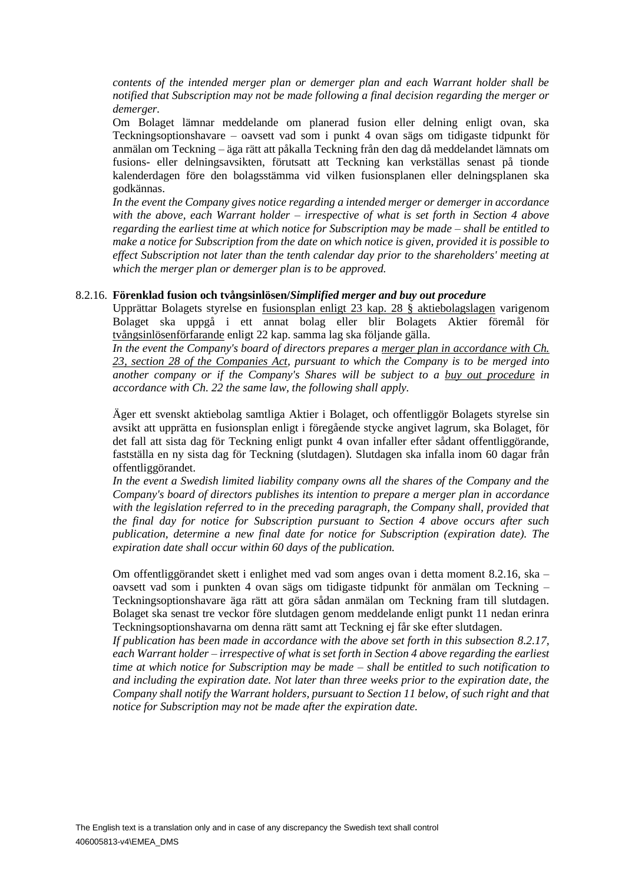*contents of the intended merger plan or demerger plan and each Warrant holder shall be notified that Subscription may not be made following a final decision regarding the merger or demerger.*

Om Bolaget lämnar meddelande om planerad fusion eller delning enligt ovan, ska Teckningsoptionshavare – oavsett vad som i punkt 4 ovan sägs om tidigaste tidpunkt för anmälan om Teckning – äga rätt att påkalla Teckning från den dag då meddelandet lämnats om fusions- eller delningsavsikten, förutsatt att Teckning kan verkställas senast på tionde kalenderdagen före den bolagsstämma vid vilken fusionsplanen eller delningsplanen ska godkännas.

*In the event the Company gives notice regarding a intended merger or demerger in accordance with the above, each Warrant holder – irrespective of what is set forth in Section 4 above regarding the earliest time at which notice for Subscription may be made – shall be entitled to make a notice for Subscription from the date on which notice is given, provided it is possible to effect Subscription not later than the tenth calendar day prior to the shareholders' meeting at which the merger plan or demerger plan is to be approved.*

8.2.16. **Förenklad fusion och tvångsinlösen/*Simplified merger and buy out procedure***

Upprättar Bolagets styrelse en <u>fusionsplan enligt 23 kap. 28 § aktiebolagslagen</u> varigenom Bolaget ska uppgå i ett annat bolag eller blir Bolagets Aktier föremål för <u>tvångsinlösenförfarande</u> enligt 22 kap. samma lag ska följande gälla.

*In the event the Company's board of directors prepares a <u>merger plan in accordance with Ch. 23, section 28 of the Companies Act</u>, pursuant to which the Company is to be merged into another company or if the Company's Shares will be subject to a <u>buy out procedure</u> in accordance with Ch. 22 the same law, the following shall apply.*

Äger ett svenskt aktiebolag samtliga Aktier i Bolaget, och offentliggör Bolagets styrelse sin avsikt att upprätta en fusionsplan enligt i föregående stycke angivet lagrum, ska Bolaget, för det fall att sista dag för Teckning enligt punkt 4 ovan infaller efter sådant offentliggörande, fastställa en ny sista dag för Teckning (slutdagen). Slutdagen ska infalla inom 60 dagar från offentliggörandet.

*In the event a Swedish limited liability company owns all the shares of the Company and the Company's board of directors publishes its intention to prepare a merger plan in accordance with the legislation referred to in the preceding paragraph, the Company shall, provided that the final day for notice for Subscription pursuant to Section 4 above occurs after such publication, determine a new final date for notice for Subscription (expiration date). The expiration date shall occur within 60 days of the publication.*

Om offentliggörandet skett i enlighet med vad som anges ovan i detta moment 8.2.16, ska – oavsett vad som i punkten 4 ovan sägs om tidigaste tidpunkt för anmälan om Teckning – Teckningsoptionshavare äga rätt att göra sådan anmälan om Teckning fram till slutdagen. Bolaget ska senast tre veckor före slutdagen genom meddelande enligt punkt 11 nedan erinra Teckningsoptionshavarna om denna rätt samt att Teckning ej får ske efter slutdagen.

*If publication has been made in accordance with the above set forth in this subsection 8.2.17, each Warrant holder – irrespective of what is set forth in Section 4 above regarding the earliest time at which notice for Subscription may be made – shall be entitled to such notification to and including the expiration date. Not later than three weeks prior to the expiration date, the Company shall notify the Warrant holders, pursuant to Section 11 below, of such right and that notice for Subscription may not be made after the expiration date.*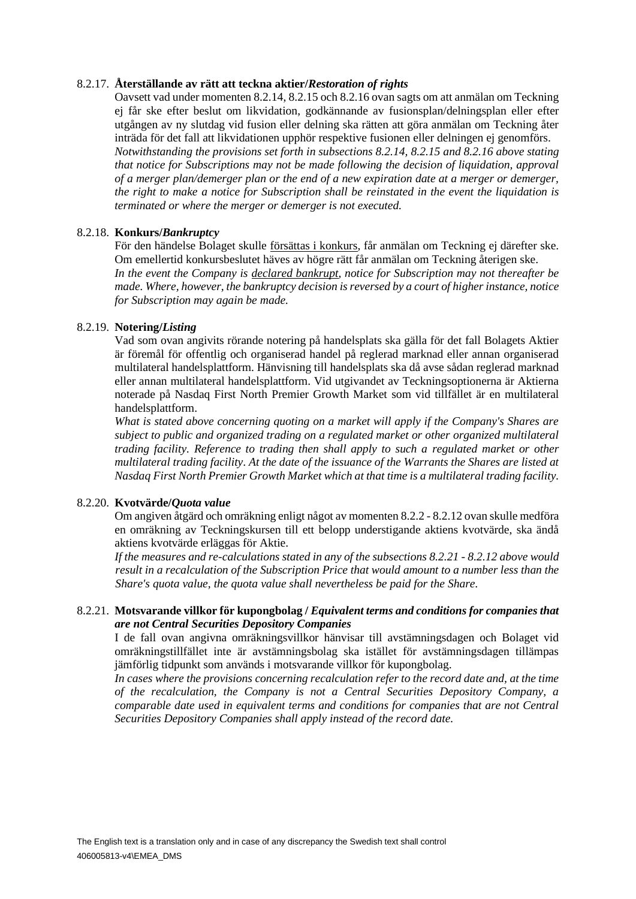8.2.17. **Återställande av rätt att teckna aktier/*Restoration of rights***

Oavsett vad under momenten 8.2.14, 8.2.15 och 8.2.16 ovan sagts om att anmälan om Teckning ej får ske efter beslut om likvidation, godkännande av fusionsplan/delningsplan eller efter utgången av ny slutdag vid fusion eller delning ska rätten att göra anmälan om Teckning åter inträda för det fall att likvidationen upphör respektive fusionen eller delningen ej genomförs.

*Notwithstanding the provisions set forth in subsections 8.2.14, 8.2.15 and 8.2.16 above stating that notice for Subscriptions may not be made following the decision of liquidation, approval of a merger plan/demerger plan or the end of a new expiration date at a merger or demerger, the right to make a notice for Subscription shall be reinstated in the event the liquidation is terminated or where the merger or demerger is not executed.*

8.2.18. **Konkurs/*Bankruptcy***

För den händelse Bolaget skulle <u>försättas i konkurs</u>, får anmälan om Teckning ej därefter ske. Om emellertid konkursbeslutet häves av högre rätt får anmälan om Teckning återigen ske.

*In the event the Company is <u>declared bankrupt</u>, notice for Subscription may not thereafter be made. Where, however, the bankruptcy decision is reversed by a court of higher instance, notice for Subscription may again be made.*

8.2.19. **Notering/*Listing***

Vad som ovan angivits rörande notering på handelsplats ska gälla för det fall Bolagets Aktier är föremål för offentlig och organiserad handel på reglerad marknad eller annan organiserad multilateral handelsplattform. Hänvisning till handelsplats ska då avse sådan reglerad marknad eller annan multilateral handelsplattform. Vid utgivandet av Teckningsoptionerna är Aktierna noterade på Nasdaq First North Premier Growth Market som vid tillfället är en multilateral handelsplattform.

*What is stated above concerning quoting on a market will apply if the Company's Shares are subject to public and organized trading on a regulated market or other organized multilateral trading facility. Reference to trading then shall apply to such a regulated market or other multilateral trading facility. At the date of the issuance of the Warrants the Shares are listed at Nasdaq First North Premier Growth Market which at that time is a multilateral trading facility.*

8.2.20. **Kvotvärde/*Quota value***

Om angiven åtgärd och omräkning enligt något av momenten 8.2.2 - 8.2.12 ovan skulle medföra en omräkning av Teckningskursen till ett belopp understigande aktiens kvotvärde, ska ändå aktiens kvotvärde erläggas för Aktie.

*If the measures and re-calculations stated in any of the subsections 8.2.21 - 8.2.12 above would result in a recalculation of the Subscription Price that would amount to a number less than the Share's quota value, the quota value shall nevertheless be paid for the Share.*

8.2.21. **Motsvarande villkor för kupongbolag / *Equivalent terms and conditions for companies that are not Central Securities Depository Companies***

I de fall ovan angivna omräkningsvillkor hänvisar till avstämningsdagen och Bolaget vid omräkningstillfället inte är avstämningsbolag ska istället för avstämningsdagen tillämpas jämförlig tidpunkt som används i motsvarande villkor för kupongbolag.

*In cases where the provisions concerning recalculation refer to the record date and, at the time of the recalculation, the Company is not a Central Securities Depository Company, a comparable date used in equivalent terms and conditions for companies that are not Central Securities Depository Companies shall apply instead of the record date.*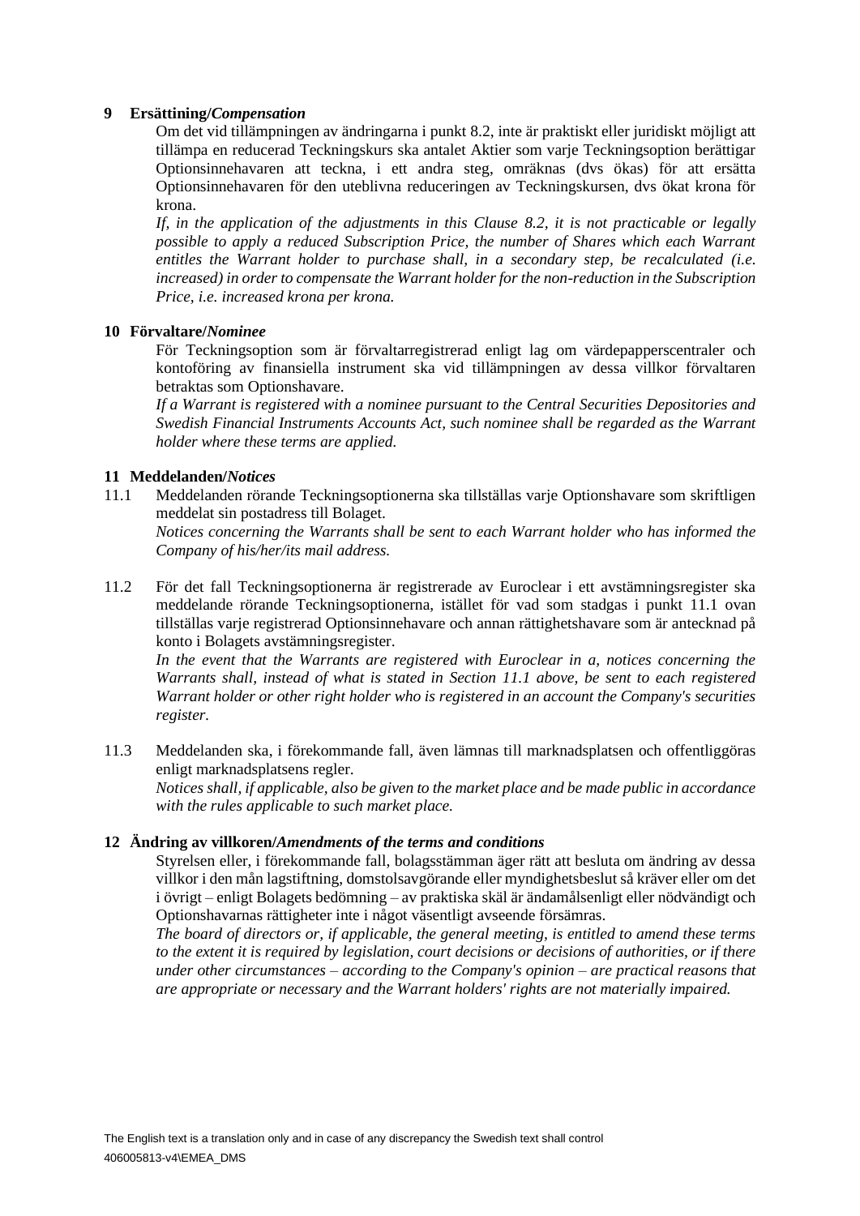## 9 Ersättining/*Compensation*

Om det vid tillämpningen av ändringarna i punkt 8.2, inte är praktiskt eller juridiskt möjligt att tillämpa en reducerad Teckningskurs ska antalet Aktier som varje Teckningsoption berättigar Optionsinnehavaren att teckna, i ett andra steg, omräknas (dvs ökas) för att ersätta Optionsinnehavaren för den uteblivna reduceringen av Teckningskursen, dvs ökat krona för krona.

*If, in the application of the adjustments in this Clause 8.2, it is not practicable or legally possible to apply a reduced Subscription Price, the number of Shares which each Warrant entitles the Warrant holder to purchase shall, in a secondary step, be recalculated (i.e. increased) in order to compensate the Warrant holder for the non-reduction in the Subscription Price, i.e. increased krona per krona.*

## 10 Förvaltare/*Nominee*

För Teckningsoption som är förvaltarregistrerad enligt lag om värdepapperscentraler och kontoföring av finansiella instrument ska vid tillämpningen av dessa villkor förvaltaren betraktas som Optionshavare.

*If a Warrant is registered with a nominee pursuant to the Central Securities Depositories and Swedish Financial Instruments Accounts Act, such nominee shall be regarded as the Warrant holder where these terms are applied.*

## 11 Meddelanden/*Notices*

11.1 Meddelanden rörande Teckningsoptionerna ska tillställas varje Optionshavare som skriftligen meddelat sin postadress till Bolaget.

*Notices concerning the Warrants shall be sent to each Warrant holder who has informed the Company of his/her/its mail address.*

11.2 För det fall Teckningsoptionerna är registrerade av Euroclear i ett avstämningsregister ska meddelande rörande Teckningsoptionerna, istället för vad som stadgas i punkt 11.1 ovan tillställas varje registrerad Optionsinnehavare och annan rättighetshavare som är antecknad på konto i Bolagets avstämningsregister.

*In the event that the Warrants are registered with Euroclear in a, notices concerning the Warrants shall, instead of what is stated in Section 11.1 above, be sent to each registered Warrant holder or other right holder who is registered in an account the Company's securities register.*

11.3 Meddelanden ska, i förekommande fall, även lämnas till marknadsplatsen och offentliggöras enligt marknadsplatsens regler.

*Notices shall, if applicable, also be given to the market place and be made public in accordance with the rules applicable to such market place.*

## 12 Ändring av villkoren/*Amendments of the terms and conditions*

Styrelsen eller, i förekommande fall, bolagsstämman äger rätt att besluta om ändring av dessa villkor i den mån lagstiftning, domstolsavgörande eller myndighetsbeslut så kräver eller om det i övrigt – enligt Bolagets bedömning – av praktiska skäl är ändamålsenligt eller nödvändigt och Optionshavarnas rättigheter inte i något väsentligt avseende försämras.

*The board of directors or, if applicable, the general meeting, is entitled to amend these terms to the extent it is required by legislation, court decisions or decisions of authorities, or if there under other circumstances – according to the Company's opinion – are practical reasons that are appropriate or necessary and the Warrant holders' rights are not materially impaired.*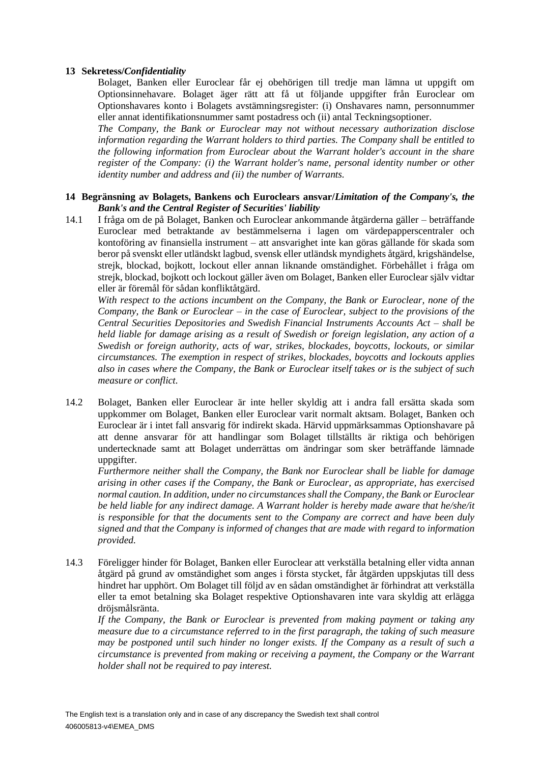## 13 Sekretess/*Confidentiality*

Bolaget, Banken eller Euroclear får ej obehörigen till tredje man lämna ut uppgift om Optionsinnehavare. Bolaget äger rätt att få ut följande uppgifter från Euroclear om Optionshavares konto i Bolagets avstämningsregister: (i) Onshavares namn, personnummer eller annat identifikationsnummer samt postadress och (ii) antal Teckningsoptioner.

*The Company, the Bank or Euroclear may not without necessary authorization disclose information regarding the Warrant holders to third parties. The Company shall be entitled to the following information from Euroclear about the Warrant holder's account in the share register of the Company: (i) the Warrant holder's name, personal identity number or other identity number and address and (ii) the number of Warrants.*

## 14 Begränsning av Bolagets, Bankens och Euroclears ansvar/*Limitation of the Company's, the Bank's and the Central Register of Securities' liability*

14.1 I fråga om de på Bolaget, Banken och Euroclear ankommande åtgärderna gäller – beträffande Euroclear med betraktande av bestämmelserna i lagen om värdepapperscentraler och kontoföring av finansiella instrument – att ansvarighet inte kan göras gällande för skada som beror på svenskt eller utländskt lagbud, svensk eller utländsk myndighets åtgärd, krigshändelse, strejk, blockad, bojkott, lockout eller annan liknande omständighet. Förbehållet i fråga om strejk, blockad, bojkott och lockout gäller även om Bolaget, Banken eller Euroclear själv vidtar eller är föremål för sådan konfliktåtgärd.

*With respect to the actions incumbent on the Company, the Bank or Euroclear, none of the Company, the Bank or Euroclear – in the case of Euroclear, subject to the provisions of the Central Securities Depositories and Swedish Financial Instruments Accounts Act – shall be held liable for damage arising as a result of Swedish or foreign legislation, any action of a Swedish or foreign authority, acts of war, strikes, blockades, boycotts, lockouts, or similar circumstances. The exemption in respect of strikes, blockades, boycotts and lockouts applies also in cases where the Company, the Bank or Euroclear itself takes or is the subject of such measure or conflict.*

14.2 Bolaget, Banken eller Euroclear är inte heller skyldig att i andra fall ersätta skada som uppkommer om Bolaget, Banken eller Euroclear varit normalt aktsam. Bolaget, Banken och Euroclear är i intet fall ansvarig för indirekt skada. Härvid uppmärksammas Optionshavare på att denne ansvarar för att handlingar som Bolaget tillställts är riktiga och behörigen undertecknade samt att Bolaget underrättas om ändringar som sker beträffande lämnade uppgifter.

*Furthermore neither shall the Company, the Bank nor Euroclear shall be liable for damage arising in other cases if the Company, the Bank or Euroclear, as appropriate, has exercised normal caution. In addition, under no circumstances shall the Company, the Bank or Euroclear be held liable for any indirect damage. A Warrant holder is hereby made aware that he/she/it is responsible for that the documents sent to the Company are correct and have been duly signed and that the Company is informed of changes that are made with regard to information provided.*

14.3 Föreligger hinder för Bolaget, Banken eller Euroclear att verkställa betalning eller vidta annan åtgärd på grund av omständighet som anges i första stycket, får åtgärden uppskjutas till dess hindret har upphört. Om Bolaget till följd av en sådan omständighet är förhindrat att verkställa eller ta emot betalning ska Bolaget respektive Optionshavaren inte vara skyldig att erlägga dröjsmålsränta.

*If the Company, the Bank or Euroclear is prevented from making payment or taking any measure due to a circumstance referred to in the first paragraph, the taking of such measure may be postponed until such hinder no longer exists. If the Company as a result of such a circumstance is prevented from making or receiving a payment, the Company or the Warrant holder shall not be required to pay interest.*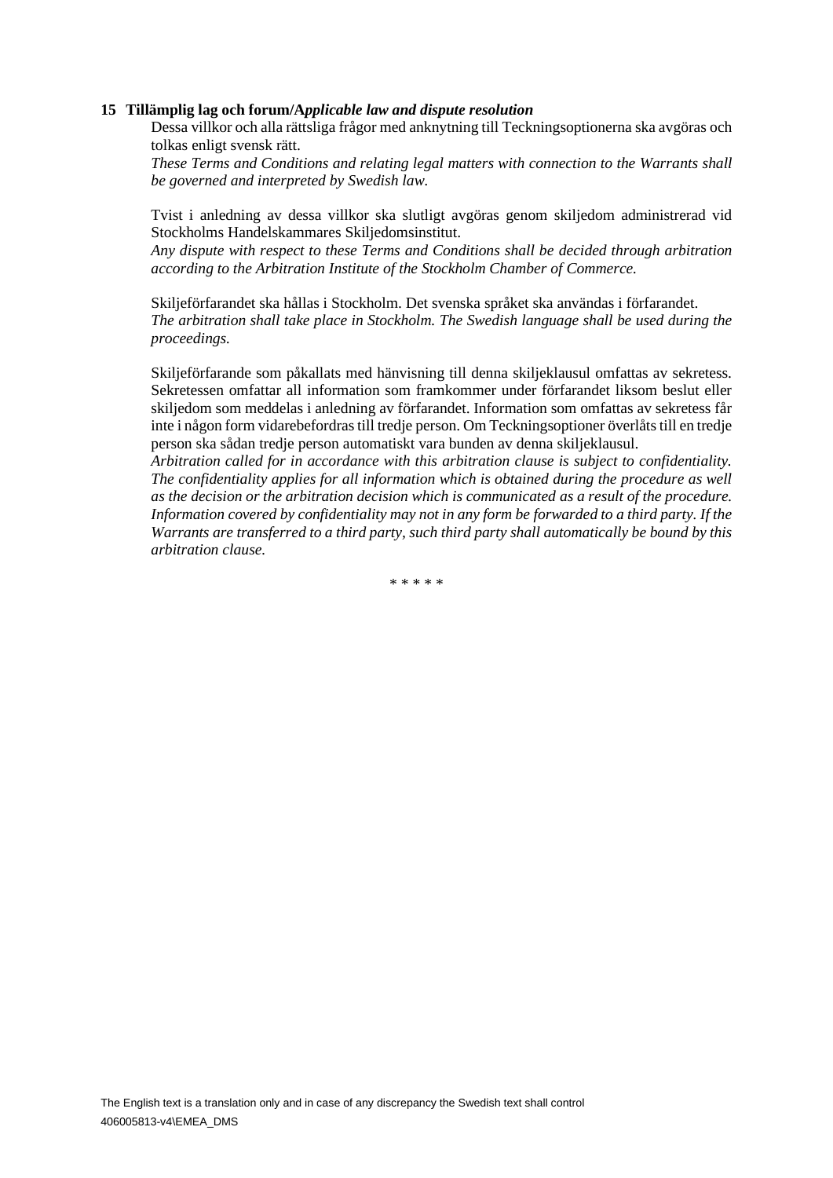**15 Tillämplig lag och forum/A*pplicable law and dispute resolution***

Dessa villkor och alla rättsliga frågor med anknytning till Teckningsoptionerna ska avgöras och tolkas enligt svensk rätt.

*These Terms and Conditions and relating legal matters with connection to the Warrants shall be governed and interpreted by Swedish law.*

Tvist i anledning av dessa villkor ska slutligt avgöras genom skiljedom administrerad vid Stockholms Handelskammares Skiljedomsinstitut.

*Any dispute with respect to these Terms and Conditions shall be decided through arbitration according to the Arbitration Institute of the Stockholm Chamber of Commerce.*

Skiljeförfarandet ska hållas i Stockholm. Det svenska språket ska användas i förfarandet.

*The arbitration shall take place in Stockholm. The Swedish language shall be used during the proceedings.*

Skiljeförfarande som påkallats med hänvisning till denna skiljeklausul omfattas av sekretess. Sekretessen omfattar all information som framkommer under förfarandet liksom beslut eller skiljedom som meddelas i anledning av förfarandet. Information som omfattas av sekretess får inte i någon form vidarebefordras till tredje person. Om Teckningsoptioner överlåts till en tredje person ska sådan tredje person automatiskt vara bunden av denna skiljeklausul.

*Arbitration called for in accordance with this arbitration clause is subject to confidentiality. The confidentiality applies for all information which is obtained during the procedure as well as the decision or the arbitration decision which is communicated as a result of the procedure. Information covered by confidentiality may not in any form be forwarded to a third party. If the Warrants are transferred to a third party, such third party shall automatically be bound by this arbitration clause.*

* * * * *

The English text is a translation only and in case of any discrepancy the Swedish text shall control

406005813-v4\EMEA_DMS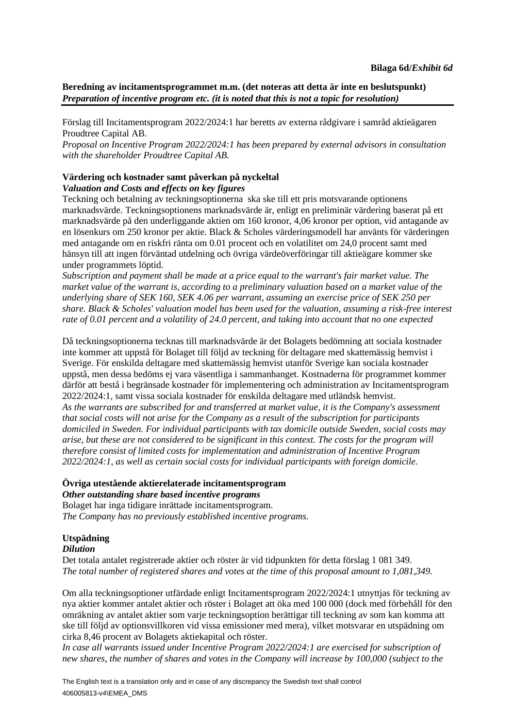**Bilaga 6d/*Exhibit 6d***

**Beredning av incitamentsprogrammet m.m. (det noteras att detta är inte en beslutspunkt)**
***Preparation of incentive program etc. (it is noted that this is not a topic for resolution)***

Förslag till Incitamentsprogram 2022/2024:1 har beretts av externa rådgivare i samråd aktieägaren Proudtree Capital AB.
*Proposal on Incentive Program 2022/2024:1 has been prepared by external advisors in consultation with the shareholder Proudtree Capital AB.*

**Värdering och kostnader samt påverkan på nyckeltal**
***Valuation and Costs and effects on key figures***
Teckning och betalning av teckningsoptionerna ska ske till ett pris motsvarande optionens marknadsvärde. Teckningsoptionens marknadsvärde är, enligt en preliminär värdering baserat på ett marknadsvärde på den underliggande aktien om 160 kronor, 4,06 kronor per option, vid antagande av en lösenkurs om 250 kronor per aktie. Black & Scholes värderingsmodell har använts för värderingen med antagande om en riskfri ränta om 0.01 procent och en volatilitet om 24,0 procent samt med hänsyn till att ingen förväntad utdelning och övriga värdeöverföringar till aktieägare kommer ske under programmets löptid.
*Subscription and payment shall be made at a price equal to the warrant's fair market value. The market value of the warrant is, according to a preliminary valuation based on a market value of the underlying share of SEK 160, SEK 4.06 per warrant, assuming an exercise price of SEK 250 per share. Black & Scholes' valuation model has been used for the valuation, assuming a risk-free interest rate of 0.01 percent and a volatility of 24.0 percent, and taking into account that no one expected*

Då teckningsoptionerna tecknas till marknadsvärde är det Bolagets bedömning att sociala kostnader inte kommer att uppstå för Bolaget till följd av teckning för deltagare med skattemässig hemvist i Sverige. För enskilda deltagare med skattemässig hemvist utanför Sverige kan sociala kostnader uppstå, men dessa bedöms ej vara väsentliga i sammanhanget. Kostnaderna för programmet kommer därför att bestå i begränsade kostnader för implementering och administration av Incitamentsprogram 2022/2024:1, samt vissa sociala kostnader för enskilda deltagare med utländsk hemvist.
*As the warrants are subscribed for and transferred at market value, it is the Company's assessment that social costs will not arise for the Company as a result of the subscription for participants domiciled in Sweden. For individual participants with tax domicile outside Sweden, social costs may arise, but these are not considered to be significant in this context. The costs for the program will therefore consist of limited costs for implementation and administration of Incentive Program 2022/2024:1, as well as certain social costs for individual participants with foreign domicile.*

**Övriga utestående aktierelaterade incitamentsprogram**
***Other outstanding share based incentive programs***
Bolaget har inga tidigare inrättade incitamentsprogram.
*The Company has no previously established incentive programs.*

**Utspädning**
***Dilution***
Det totala antalet registrerade aktier och röster är vid tidpunkten för detta förslag 1 081 349.
*The total number of registered shares and votes at the time of this proposal amount to 1,081,349.*

Om alla teckningsoptioner utfärdade enligt Incitamentsprogram 2022/2024:1 utnyttjas för teckning av nya aktier kommer antalet aktier och röster i Bolaget att öka med 100 000 (dock med förbehåll för den omräkning av antalet aktier som varje teckningsoption berättigar till teckning av som kan komma att ske till följd av optionsvillkoren vid vissa emissioner med mera), vilket motsvarar en utspädning om cirka 8,46 procent av Bolagets aktiekapital och röster.
*In case all warrants issued under Incentive Program 2022/2024:1 are exercised for subscription of new shares, the number of shares and votes in the Company will increase by 100,000 (subject to the*

The English text is a translation only and in case of any discrepancy the Swedish text shall control
406005813-v4\EMEA_DMS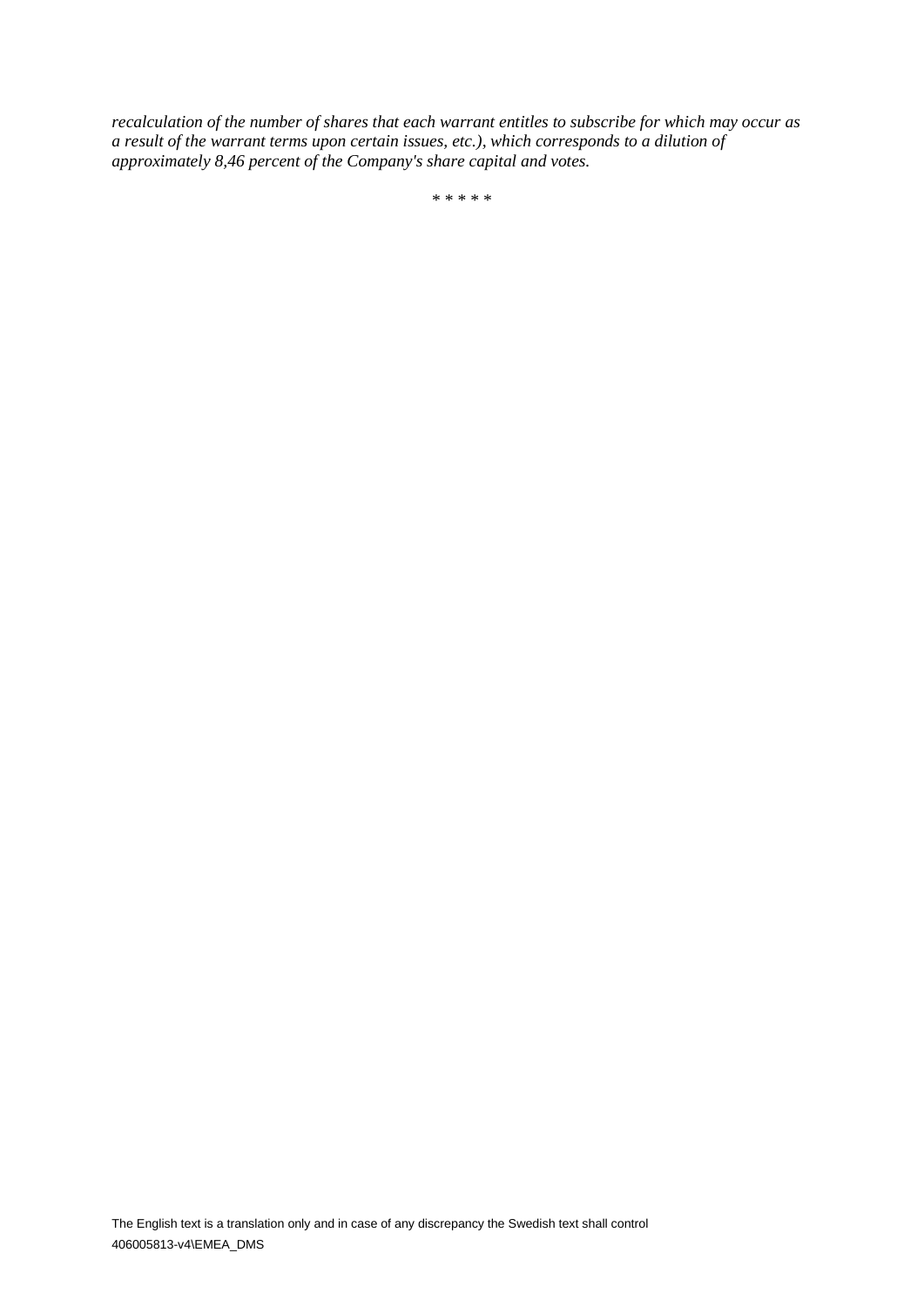*recalculation of the number of shares that each warrant entitles to subscribe for which may occur as a result of the warrant terms upon certain issues, etc.), which corresponds to a dilution of approximately 8,46 percent of the Company's share capital and votes.*

\* \* \* \* \*

The English text is a translation only and in case of any discrepancy the Swedish text shall control

406005813-v4\EMEA_DMS